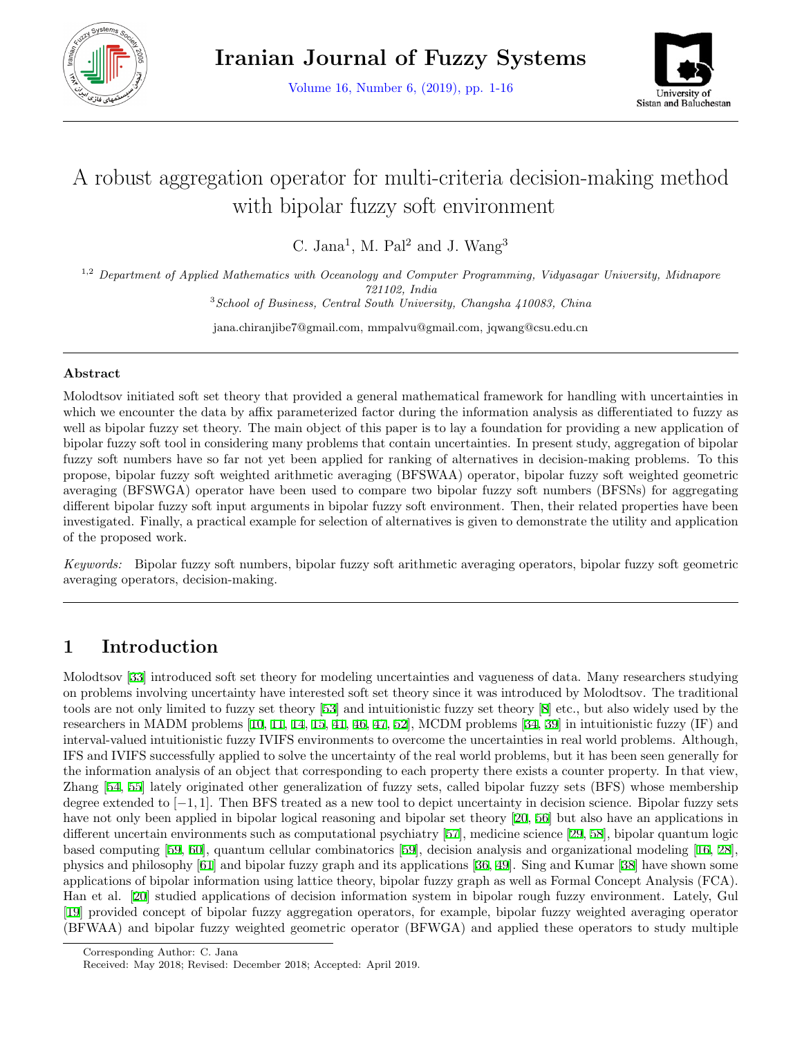# A robust aggregation operator for multi-criteria decision-making method with bipolar fuzzy soft environment

C. Jana[1], M. Pal[2] and J. Wang[3]

[1,2] *Department of Applied Mathematics with Oceanology and Computer Programming, Vidyasagar University, Midnapore 721102, India*

[3] *School of Business, Central South University, Changsha 410083, China*

jana.chiranjibe7@gmail.com, mmpalvu@gmail.com, jqwang@csu.edu.cn

## Abstract

Molodtsov initiated soft set theory that provided a general mathematical framework for handling with uncertainties in which we encounter the data by affix parameterized factor during the information analysis as differentiated to fuzzy as well as bipolar fuzzy set theory. The main object of this paper is to lay a foundation for providing a new application of bipolar fuzzy soft tool in considering many problems that contain uncertainties. In present study, aggregation of bipolar fuzzy soft numbers have so far not yet been applied for ranking of alternatives in decision-making problems. To this propose, bipolar fuzzy soft weighted arithmetic averaging (BFSWAA) operator, bipolar fuzzy soft weighted geometric averaging (BFSWGA) operator have been used to compare two bipolar fuzzy soft numbers (BFSNs) for aggregating different bipolar fuzzy soft input arguments in bipolar fuzzy soft environment. Then, their related properties have been investigated. Finally, a practical example for selection of alternatives is given to demonstrate the utility and application of the proposed work.

*Keywords:* Bipolar fuzzy soft numbers, bipolar fuzzy soft arithmetic averaging operators, bipolar fuzzy soft geometric averaging operators, decision-making.

## 1 Introduction

Molodtsov [33] introduced soft set theory for modeling uncertainties and vagueness of data. Many researchers studying on problems involving uncertainty have interested soft set theory since it was introduced by Molodtsov. The traditional tools are not only limited to fuzzy set theory [53] and intuitionistic fuzzy set theory [8] etc., but also widely used by the researchers in MADM problems [10, 11, 14, 15, 41, 46, 47, 52], MCDM problems [34, 39] in intuitionistic fuzzy (IF) and interval-valued intuitionistic fuzzy IVIFS environments to overcome the uncertainties in real world problems. Although, IFS and IVIFS successfully applied to solve the uncertainty of the real world problems, but it has been seen generally for the information analysis of an object that corresponding to each property there exists a counter property. In that view, Zhang [54, 55] lately originated other generalization of fuzzy sets, called bipolar fuzzy sets (BFS) whose membership degree extended to $[-1, 1]$. Then BFS treated as a new tool to depict uncertainty in decision science. Bipolar fuzzy sets have not only been applied in bipolar logical reasoning and bipolar set theory [20, 56] but also have an applications in different uncertain environments such as computational psychiatry [57], medicine science [29, 58], bipolar quantum logic based computing [59, 60], quantum cellular combinatorics [59], decision analysis and organizational modeling [16, 28], physics and philosophy [61] and bipolar fuzzy graph and its applications [36, 49]. Sing and Kumar [38] have shown some applications of bipolar information using lattice theory, bipolar fuzzy graph as well as Formal Concept Analysis (FCA). Han et al. [20] studied applications of decision information system in bipolar rough fuzzy environment. Lately, Gul [19] provided concept of bipolar fuzzy aggregation operators, for example, bipolar fuzzy weighted averaging operator (BFWAA) and bipolar fuzzy weighted geometric operator (BFWGA) and applied these operators to study multiple

Corresponding Author: C. Jana

Received: May 2018; Revised: December 2018; Accepted: April 2019.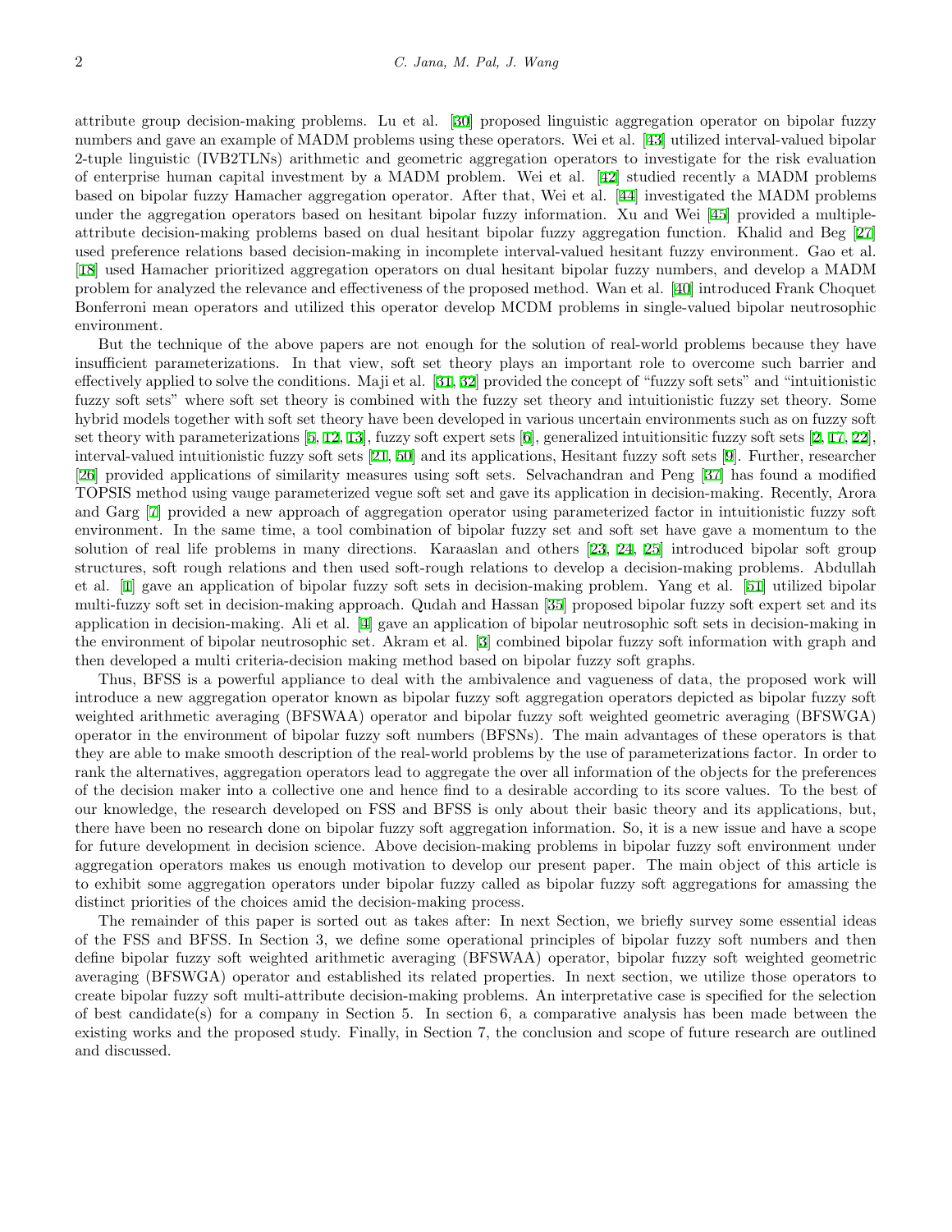attribute group decision-making problems. Lu et al. [30] proposed linguistic aggregation operator on bipolar fuzzy numbers and gave an example of MADM problems using these operators. Wei et al. [43] utilized interval-valued bipolar 2-tuple linguistic (IVB2TLNs) arithmetic and geometric aggregation operators to investigate for the risk evaluation of enterprise human capital investment by a MADM problem. Wei et al. [42] studied recently a MADM problems based on bipolar fuzzy Hamacher aggregation operator. After that, Wei et al. [44] investigated the MADM problems under the aggregation operators based on hesitant bipolar fuzzy information. Xu and Wei [45] provided a multiple-attribute decision-making problems based on dual hesitant bipolar fuzzy aggregation function. Khalid and Beg [27] used preference relations based decision-making in incomplete interval-valued hesitant fuzzy environment. Gao et al. [18] used Hamacher prioritized aggregation operators on dual hesitant bipolar fuzzy numbers, and develop a MADM problem for analyzed the relevance and effectiveness of the proposed method. Wan et al. [40] introduced Frank Choquet Bonferroni mean operators and utilized this operator develop MCDM problems in single-valued bipolar neutrosophic environment.

But the technique of the above papers are not enough for the solution of real-world problems because they have insufficient parameterizations. In that view, soft set theory plays an important role to overcome such barrier and effectively applied to solve the conditions. Maji et al. [31, 32] provided the concept of "fuzzy soft sets" and "intuitionistic fuzzy soft sets" where soft set theory is combined with the fuzzy set theory and intuitionistic fuzzy set theory. Some hybrid models together with soft set theory have been developed in various uncertain environments such as on fuzzy soft set theory with parameterizations [5, 12, 13], fuzzy soft expert sets [6], generalized intuitionsitic fuzzy soft sets [2, 17, 22], interval-valued intuitionistic fuzzy soft sets [21, 50] and its applications, Hesitant fuzzy soft sets [9]. Further, researcher [26] provided applications of similarity measures using soft sets. Selvachandran and Peng [37] has found a modified TOPSIS method using vauge parameterized vegue soft set and gave its application in decision-making. Recently, Arora and Garg [7] provided a new approach of aggregation operator using parameterized factor in intuitionistic fuzzy soft environment. In the same time, a tool combination of bipolar fuzzy set and soft set have gave a momentum to the solution of real life problems in many directions. Karaaslan and others [23, 24, 25] introduced bipolar soft group structures, soft rough relations and then used soft-rough relations to develop a decision-making problems. Abdullah et al. [1] gave an application of bipolar fuzzy soft sets in decision-making problem. Yang et al. [51] utilized bipolar multi-fuzzy soft set in decision-making approach. Qudah and Hassan [35] proposed bipolar fuzzy soft expert set and its application in decision-making. Ali et al. [4] gave an application of bipolar neutrosophic soft sets in decision-making in the environment of bipolar neutrosophic set. Akram et al. [3] combined bipolar fuzzy soft information with graph and then developed a multi criteria-decision making method based on bipolar fuzzy soft graphs.

Thus, BFSS is a powerful appliance to deal with the ambivalence and vagueness of data, the proposed work will introduce a new aggregation operator known as bipolar fuzzy soft aggregation operators depicted as bipolar fuzzy soft weighted arithmetic averaging (BFSWAA) operator and bipolar fuzzy soft weighted geometric averaging (BFSWGA) operator in the environment of bipolar fuzzy soft numbers (BFSNs). The main advantages of these operators is that they are able to make smooth description of the real-world problems by the use of parameterizations factor. In order to rank the alternatives, aggregation operators lead to aggregate the over all information of the objects for the preferences of the decision maker into a collective one and hence find to a desirable according to its score values. To the best of our knowledge, the research developed on FSS and BFSS is only about their basic theory and its applications, but, there have been no research done on bipolar fuzzy soft aggregation information. So, it is a new issue and have a scope for future development in decision science. Above decision-making problems in bipolar fuzzy soft environment under aggregation operators makes us enough motivation to develop our present paper. The main object of this article is to exhibit some aggregation operators under bipolar fuzzy called as bipolar fuzzy soft aggregations for amassing the distinct priorities of the choices amid the decision-making process.

The remainder of this paper is sorted out as takes after: In next Section, we briefly survey some essential ideas of the FSS and BFSS. In Section 3, we define some operational principles of bipolar fuzzy soft numbers and then define bipolar fuzzy soft weighted arithmetic averaging (BFSWAA) operator, bipolar fuzzy soft weighted geometric averaging (BFSWGA) operator and established its related properties. In next section, we utilize those operators to create bipolar fuzzy soft multi-attribute decision-making problems. An interpretative case is specified for the selection of best candidate(s) for a company in Section 5. In section 6, a comparative analysis has been made between the existing works and the proposed study. Finally, in Section 7, the conclusion and scope of future research are outlined and discussed.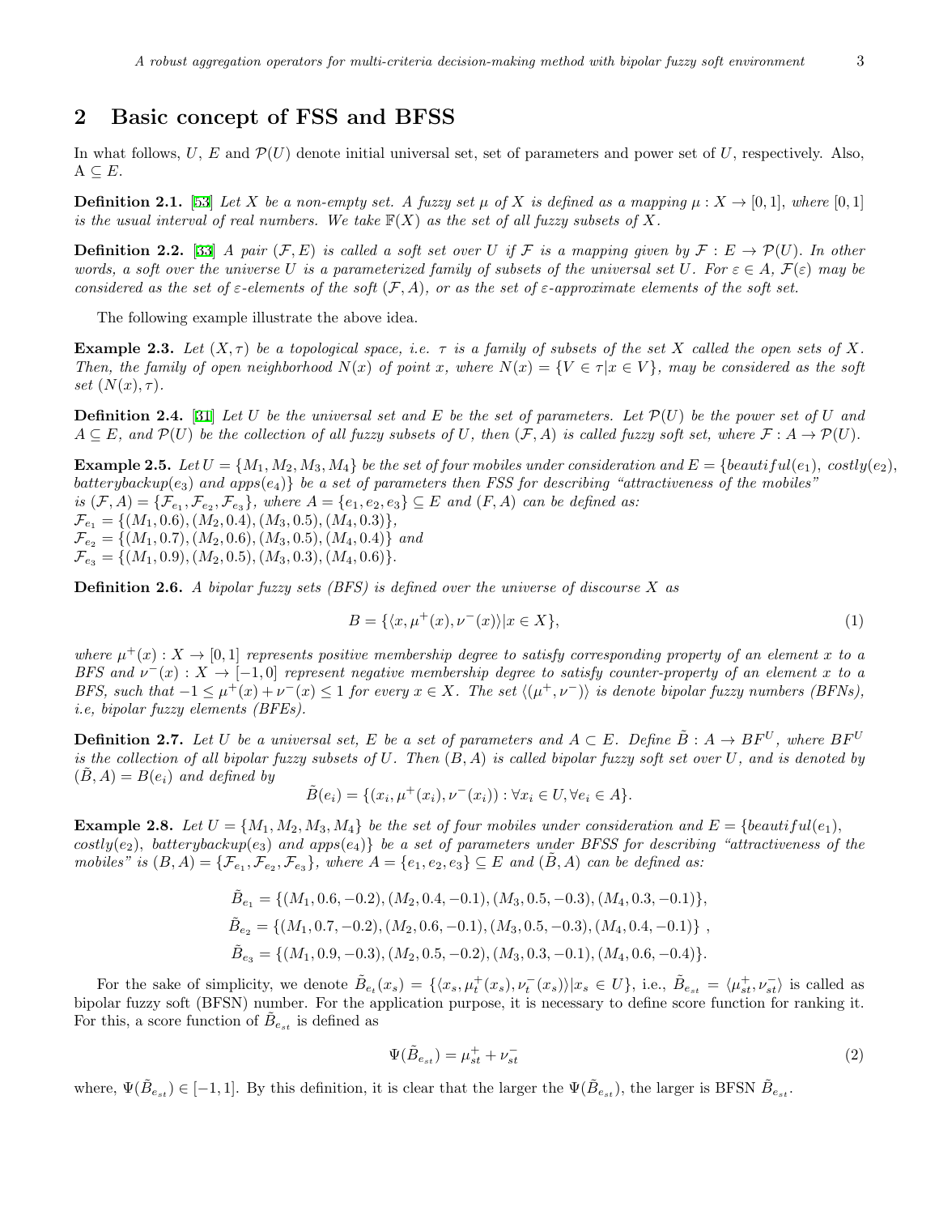## 2 Basic concept of FSS and BFSS

In what follows, $U$, $E$ and $\mathcal{P}(U)$ denote initial universal set, set of parameters and power set of $U$, respectively. Also, $A \subseteq E$.

**Definition 2.1.** [53] *Let $X$ be a non-empty set. A fuzzy set $\mu$ of $X$ is defined as a mapping $\mu : X \to [0,1]$, where $[0,1]$ is the usual interval of real numbers. We take $\mathbb{F}(X)$ as the set of all fuzzy subsets of $X$.*

**Definition 2.2.** [33] *A pair $(\mathcal{F}, E)$ is called a soft set over $U$ if $\mathcal{F}$ is a mapping given by $\mathcal{F} : E \to \mathcal{P}(U)$. In other words, a soft over the universe $U$ is a parameterized family of subsets of the universal set $U$. For $\varepsilon \in A$, $\mathcal{F}(\varepsilon)$ may be considered as the set of $\varepsilon$-elements of the soft $(\mathcal{F}, A)$, or as the set of $\varepsilon$-approximate elements of the soft set.*

The following example illustrate the above idea.

**Example 2.3.** *Let $(X, \tau)$ be a topological space, i.e. $\tau$ is a family of subsets of the set $X$ called the open sets of $X$. Then, the family of open neighborhood $N(x)$ of point $x$, where $N(x) = \{V \in \tau | x \in V\}$, may be considered as the soft set $(N(x), \tau)$.*

**Definition 2.4.** [31] *Let $U$ be the universal set and $E$ be the set of parameters. Let $\mathcal{P}(U)$ be the power set of $U$ and $A \subseteq E$, and $\mathcal{P}(U)$ be the collection of all fuzzy subsets of $U$, then $(\mathcal{F}, A)$ is called fuzzy soft set, where $\mathcal{F} : A \to \mathcal{P}(U)$.*

**Example 2.5.** *Let $U = \{M_1, M_2, M_3, M_4\}$ be the set of four mobiles under consideration and $E = \{beautiful(e_1),\ costly(e_2),\ batterybackup(e_3)$ and $apps(e_4)\}$ be a set of parameters then FSS for describing "attractiveness of the mobiles" is $(\mathcal{F}, A) = \{\mathcal{F}_{e_1}, \mathcal{F}_{e_2}, \mathcal{F}_{e_3}\}$, where $A = \{e_1, e_2, e_3\} \subseteq E$ and $(F, A)$ can be defined as:*
*$\mathcal{F}_{e_1} = \{(M_1, 0.6), (M_2, 0.4), (M_3, 0.5), (M_4, 0.3)\}$,*
*$\mathcal{F}_{e_2} = \{(M_1, 0.7), (M_2, 0.6), (M_3, 0.5), (M_4, 0.4)\}$ and*
*$\mathcal{F}_{e_3} = \{(M_1, 0.9), (M_2, 0.5), (M_3, 0.3), (M_4, 0.6)\}$.*

**Definition 2.6.** *A bipolar fuzzy sets (BFS) is defined over the universe of discourse $X$ as*

$$B = \{\langle x, \mu^+(x), \nu^-(x)\rangle | x \in X\}, \tag{1}$$

*where $\mu^+(x) : X \to [0,1]$ represents positive membership degree to satisfy corresponding property of an element $x$ to a BFS and $\nu^-(x) : X \to [-1,0]$ represent negative membership degree to satisfy counter-property of an element $x$ to a BFS, such that $-1 \leq \mu^+(x) + \nu^-(x) \leq 1$ for every $x \in X$. The set $\langle(\mu^+, \nu^-)\rangle$ is denote bipolar fuzzy numbers (BFNs), i.e, bipolar fuzzy elements (BFEs).*

**Definition 2.7.** *Let $U$ be a universal set, $E$ be a set of parameters and $A \subset E$. Define $\tilde{B} : A \to BF^U$, where $BF^U$ is the collection of all bipolar fuzzy subsets of $U$. Then $(B, A)$ is called bipolar fuzzy soft set over $U$, and is denoted by $(\tilde{B}, A) = B(e_i)$ and defined by*

$$\tilde{B}(e_i) = \{(x_i, \mu^+(x_i), \nu^-(x_i)) : \forall x_i \in U, \forall e_i \in A\}.$$

**Example 2.8.** *Let $U = \{M_1, M_2, M_3, M_4\}$ be the set of four mobiles under consideration and $E = \{beautiful(e_1),\ costly(e_2),\ batterybackup(e_3)$ and $apps(e_4)\}$ be a set of parameters under BFSS for describing "attractiveness of the mobiles" is $(B, A) = \{\mathcal{F}_{e_1}, \mathcal{F}_{e_2}, \mathcal{F}_{e_3}\}$, where $A = \{e_1, e_2, e_3\} \subseteq E$ and $(\tilde{B}, A)$ can be defined as:*

$$\tilde{B}_{e_1} = \{(M_1, 0.6, -0.2), (M_2, 0.4, -0.1), (M_3, 0.5, -0.3), (M_4, 0.3, -0.1)\},$$
$$\tilde{B}_{e_2} = \{(M_1, 0.7, -0.2), (M_2, 0.6, -0.1), (M_3, 0.5, -0.3), (M_4, 0.4, -0.1)\},$$
$$\tilde{B}_{e_3} = \{(M_1, 0.9, -0.3), (M_2, 0.5, -0.2), (M_3, 0.3, -0.1), (M_4, 0.6, -0.4)\}.$$

For the sake of simplicity, we denote $\tilde{B}_{e_t}(x_s) = \{\langle x_s, \mu_t^+(x_s), \nu_t^-(x_s)\rangle | x_s \in U\}$, i.e., $\tilde{B}_{e_{st}} = \langle \mu_{st}^+, \nu_{st}^- \rangle$ is called as bipolar fuzzy soft (BFSN) number. For the application purpose, it is necessary to define score function for ranking it. For this, a score function of $\tilde{B}_{e_{st}}$ is defined as

$$\Psi(\tilde{B}_{e_{st}}) = \mu_{st}^+ + \nu_{st}^- \tag{2}$$

where, $\Psi(\tilde{B}_{e_{st}}) \in [-1, 1]$. By this definition, it is clear that the larger the $\Psi(\tilde{B}_{e_{st}})$, the larger is BFSN $\tilde{B}_{e_{st}}$.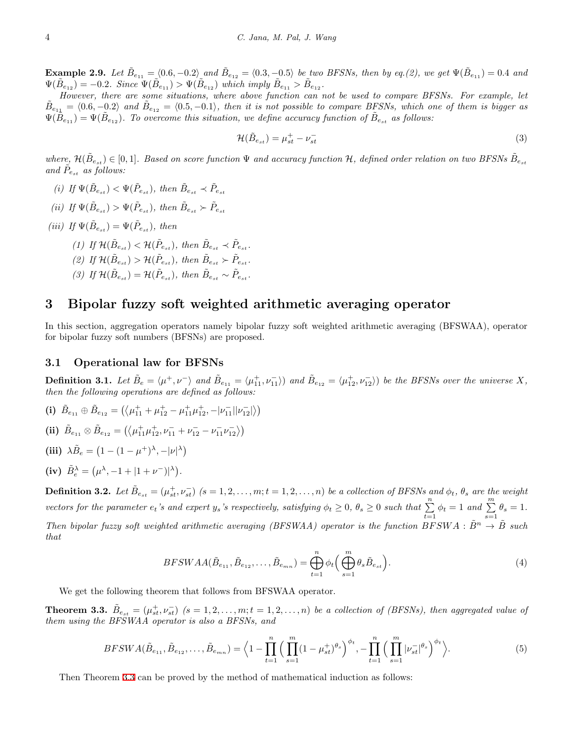**Example 2.9.** *Let $\tilde{B}_{e_{11}} = \langle 0.6, -0.2\rangle$ and $\tilde{B}_{e_{12}} = \langle 0.3, -0.5\rangle$ be two BFSNs, then by eq.(2), we get $\Psi(\tilde{B}_{e_{11}}) = 0.4$ and $\Psi(\tilde{B}_{e_{12}}) = -0.2$. Since $\Psi(\tilde{B}_{e_{11}}) > \Psi(\tilde{B}_{e_{12}})$ which imply $\tilde{B}_{e_{11}} > \tilde{B}_{e_{12}}$.*

*However, there are some situations, where above function can not be used to compare BFSNs. For example, let $\tilde{B}_{e_{11}} = \langle 0.6, -0.2\rangle$ and $\tilde{B}_{e_{12}} = \langle 0.5, -0.1\rangle$, then it is not possible to compare BFSNs, which one of them is bigger as $\Psi(\tilde{B}_{e_{11}}) = \Psi(\tilde{B}_{e_{12}})$. To overcome this situation, we define accuracy function of $\tilde{B}_{e_{st}}$ as follows:*

$$\mathcal{H}(\tilde{B}_{e_{st}}) = \mu^+_{st} - \nu^-_{st} \tag{3}$$

*where, $\mathcal{H}(\tilde{B}_{e_{st}}) \in [0, 1]$. Based on score function $\Psi$ and accuracy function $\mathcal{H}$, defined order relation on two BFSNs $\tilde{B}_{e_{st}}$ and $\tilde{P}_{e_{st}}$ as follows:*

*(i) If $\Psi(\tilde{B}_{e_{st}}) < \Psi(\tilde{P}_{e_{st}})$, then $\tilde{B}_{e_{st}} \prec \tilde{P}_{e_{st}}$*

*(ii) If $\Psi(\tilde{B}_{e_{st}}) > \Psi(\tilde{P}_{e_{st}})$, then $\tilde{B}_{e_{st}} \succ \tilde{P}_{e_{st}}$*

*(iii) If $\Psi(\tilde{B}_{e_{st}}) = \Psi(\tilde{P}_{e_{st}})$, then*

- *(1) If $\mathcal{H}(\tilde{B}_{e_{st}}) < \mathcal{H}(\tilde{P}_{e_{st}})$, then $\tilde{B}_{e_{st}} \prec \tilde{P}_{e_{st}}$.*
- *(2) If $\mathcal{H}(\tilde{B}_{e_{st}}) > \mathcal{H}(\tilde{P}_{e_{st}})$, then $\tilde{B}_{e_{st}} \succ \tilde{P}_{e_{st}}$.*
- *(3) If $\mathcal{H}(\tilde{B}_{e_{st}}) = \mathcal{H}(\tilde{P}_{e_{st}})$, then $\tilde{B}_{e_{st}} \sim \tilde{P}_{e_{st}}$.*

# 3 Bipolar fuzzy soft weighted arithmetic averaging operator

In this section, aggregation operators namely bipolar fuzzy soft weighted arithmetic averaging (BFSWAA), operator for bipolar fuzzy soft numbers (BFSNs) are proposed.

## 3.1 Operational law for BFSNs

**Definition 3.1.** *Let $\tilde{B}_e = \langle \mu^+, \nu^-\rangle$ and $\tilde{B}_{e_{11}} = \langle \mu^+_{11}, \nu^-_{11}\rangle)$ and $\tilde{B}_{e_{12}} = \langle \mu^+_{12}, \nu^-_{12}\rangle)$ be the BFSNs over the universe $X$, then the following operations are defined as follows:*

**(i)** $\tilde{B}_{e_{11}} \oplus \tilde{B}_{e_{12}} = \big(\langle \mu^+_{11} + \mu^+_{12} - \mu^+_{11}\mu^+_{12}, -|\nu^-_{11}||\nu^-_{12}|\rangle\big)$

**(ii)** $\tilde{B}_{e_{11}} \otimes \tilde{B}_{e_{12}} = \big(\langle \mu^+_{11}\mu^+_{12}, \nu^-_{11} + \nu^-_{12} - \nu^-_{11}\nu^-_{12}\rangle\big)$

**(iii)** $\lambda\tilde{B}_e = \big(1 - (1 - \mu^+)^\lambda, -|\nu|^\lambda\big)$

**(iv)** $\tilde{B}^\lambda_e = \big(\mu^\lambda, -1 + |1 + \nu^-)|^\lambda\big)$.

**Definition 3.2.** *Let $\tilde{B}_{e_{st}} = (\mu^+_{st}, \nu^-_{st})$ $(s = 1, 2, \ldots, m; t = 1, 2, \ldots, n)$ be a collection of BFSNs and $\phi_t$, $\theta_s$ are the weight vectors for the parameter $e_t$'s and expert $y_s$'s respectively, satisfying $\phi_t \geq 0$, $\theta_s \geq 0$ such that $\sum_{t=1}^{n} \phi_t = 1$ and $\sum_{s=1}^{m} \theta_s = 1$. Then bipolar fuzzy soft weighted arithmetic averaging (BFSWAA) operator is the function $BFSWA : \tilde{B}^n \to \tilde{B}$ such that*

$$BFSWAA(\tilde{B}_{e_{11}}, \tilde{B}_{e_{12}}, \ldots, \tilde{B}_{e_{mn}}) = \bigoplus_{t=1}^{n} \phi_t\Big(\bigoplus_{s=1}^{m} \theta_s \tilde{B}_{e_{st}}\Big). \tag{4}$$

We get the following theorem that follows from BFSWAA operator.

**Theorem 3.3.** *$\tilde{B}_{e_{st}} = (\mu^+_{st}, \nu^-_{st})$ $(s = 1, 2, \ldots, m; t = 1, 2, \ldots, n)$ be a collection of (BFSNs), then aggregated value of them using the BFSWAA operator is also a BFSNs, and*

$$BFSWA(\tilde{B}_{e_{11}}, \tilde{B}_{e_{12}}, \ldots, \tilde{B}_{e_{mn}}) = \Big\langle 1 - \prod_{t=1}^{n}\Big(\prod_{s=1}^{m}(1 - \mu^+_{st})^{\theta_s}\Big)^{\phi_t}, -\prod_{t=1}^{n}\Big(\prod_{s=1}^{m}|\nu^-_{st}|^{\theta_s}\Big)^{\phi_t}\Big\rangle. \tag{5}$$

Then Theorem 3.3 can be proved by the method of mathematical induction as follows: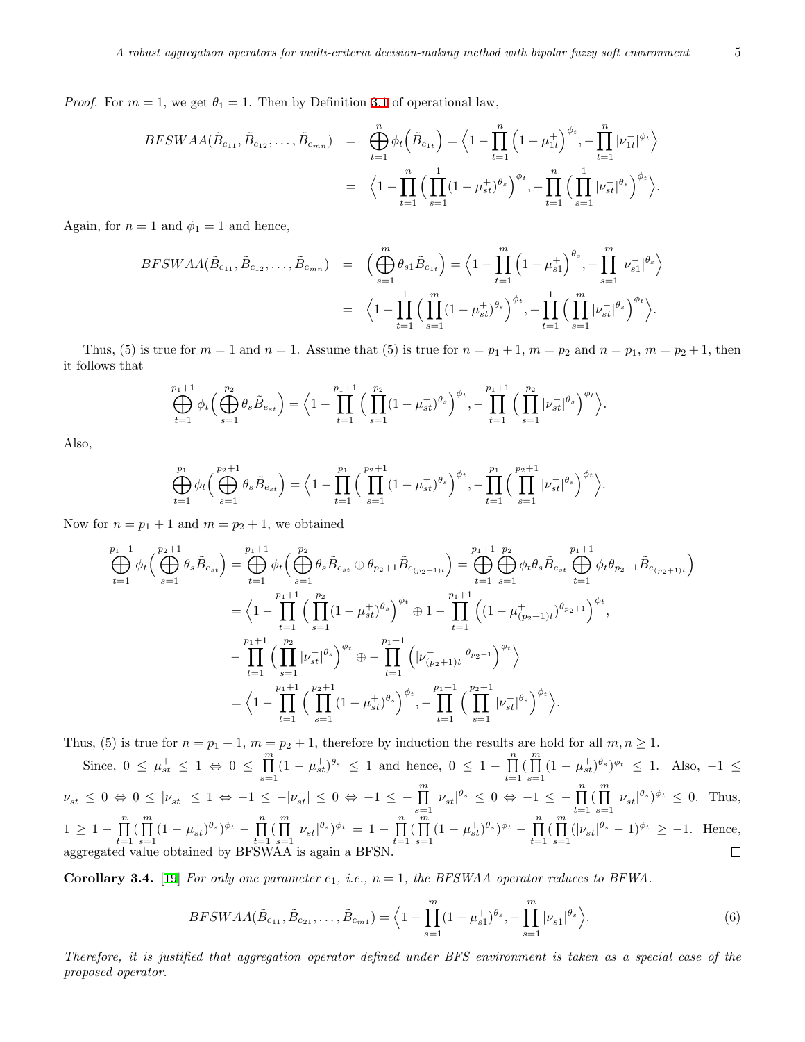*Proof.* For $m = 1$, we get $\theta_1 = 1$. Then by Definition 3.1 of operational law,

$$
\begin{aligned}
BFSWAA(\tilde{B}_{e_{11}}, \tilde{B}_{e_{12}}, \ldots, \tilde{B}_{e_{mn}}) &= \bigoplus_{t=1}^{n} \phi_t\Big(\tilde{B}_{e_{1t}}\Big) = \Big\langle 1 - \prod_{t=1}^{n}\Big(1-\mu_{1t}^{+}\Big)^{\phi_t}, -\prod_{t=1}^{n}|\nu_{1t}^{-}|^{\phi_t}\Big\rangle \\
&= \Big\langle 1 - \prod_{t=1}^{n}\Big(\prod_{s=1}^{1}(1-\mu_{st}^{+})^{\theta_s}\Big)^{\phi_t}, -\prod_{t=1}^{n}\Big(\prod_{s=1}^{1}|\nu_{st}^{-}|^{\theta_s}\Big)^{\phi_t}\Big\rangle.
\end{aligned}
$$

Again, for $n = 1$ and $\phi_1 = 1$ and hence,

$$
\begin{aligned}
BFSWAA(\tilde{B}_{e_{11}}, \tilde{B}_{e_{12}}, \ldots, \tilde{B}_{e_{mn}}) &= \Big(\bigoplus_{s=1}^{m} \theta_{s1}\tilde{B}_{e_{1t}}\Big) = \Big\langle 1 - \prod_{t=1}^{m}\Big(1-\mu_{s1}^{+}\Big)^{\theta_s}, -\prod_{s=1}^{m}|\nu_{s1}^{-}|^{\theta_s}\Big\rangle \\
&= \Big\langle 1 - \prod_{t=1}^{1}\Big(\prod_{s=1}^{m}(1-\mu_{st}^{+})^{\theta_s}\Big)^{\phi_t}, -\prod_{t=1}^{1}\Big(\prod_{s=1}^{m}|\nu_{st}^{-}|^{\theta_s}\Big)^{\phi_t}\Big\rangle.
\end{aligned}
$$

Thus, (5) is true for $m = 1$ and $n = 1$. Assume that (5) is true for $n = p_1 + 1$, $m = p_2$ and $n = p_1$, $m = p_2 + 1$, then it follows that

$$
\bigoplus_{t=1}^{p_1+1} \phi_t\Big(\bigoplus_{s=1}^{p_2} \theta_s \tilde{B}_{e_{st}}\Big) = \Big\langle 1 - \prod_{t=1}^{p_1+1}\Big(\prod_{s=1}^{p_2}(1-\mu_{st}^{+})^{\theta_s}\Big)^{\phi_t}, -\prod_{t=1}^{p_1+1}\Big(\prod_{s=1}^{p_2}|\nu_{st}^{-}|^{\theta_s}\Big)^{\phi_t}\Big\rangle.
$$

Also,

$$
\bigoplus_{t=1}^{p_1} \phi_t\Big(\bigoplus_{s=1}^{p_2+1} \theta_s \tilde{B}_{e_{st}}\Big) = \Big\langle 1 - \prod_{t=1}^{p_1}\Big(\prod_{s=1}^{p_2+1}(1-\mu_{st}^{+})^{\theta_s}\Big)^{\phi_t}, -\prod_{t=1}^{p_1}\Big(\prod_{s=1}^{p_2+1}|\nu_{st}^{-}|^{\theta_s}\Big)^{\phi_t}\Big\rangle.
$$

Now for $n = p_1 + 1$ and $m = p_2 + 1$, we obtained

$$
\begin{aligned}
\bigoplus_{t=1}^{p_1+1} \phi_t\Big(\bigoplus_{s=1}^{p_2+1} \theta_s \tilde{B}_{e_{st}}\Big) &= \bigoplus_{t=1}^{p_1+1} \phi_t\Big(\bigoplus_{s=1}^{p_2} \theta_s \tilde{B}_{e_{st}} \oplus \theta_{p_2+1}\tilde{B}_{e_{(p_2+1)t}}\Big) = \bigoplus_{t=1}^{p_1+1}\bigoplus_{s=1}^{p_2} \phi_t\theta_s \tilde{B}_{e_{st}} \bigoplus_{t=1}^{p_1+1} \phi_t\theta_{p_2+1}\tilde{B}_{e_{(p_2+1)t}}\Big) \\
&= \Big\langle 1 - \prod_{t=1}^{p_1+1}\Big(\prod_{s=1}^{p_2}(1-\mu_{st}^{+})^{\theta_s}\Big)^{\phi_t} \oplus 1 - \prod_{t=1}^{p_1+1}\Big((1-\mu_{(p_2+1)t}^{+})^{\theta_{p_2+1}}\Big)^{\phi_t}, \\
&\quad -\prod_{t=1}^{p_1+1}\Big(\prod_{s=1}^{p_2}|\nu_{st}^{-}|^{\theta_s}\Big)^{\phi_t} \oplus -\prod_{t=1}^{p_1+1}\Big(|\nu_{(p_2+1)t}^{-}|^{\theta_{p_2+1}}\Big)^{\phi_t}\Big\rangle \\
&= \Big\langle 1 - \prod_{t=1}^{p_1+1}\Big(\prod_{s=1}^{p_2+1}(1-\mu_{st}^{+})^{\theta_s}\Big)^{\phi_t}, -\prod_{t=1}^{p_1+1}\Big(\prod_{s=1}^{p_2+1}|\nu_{st}^{-}|^{\theta_s}\Big)^{\phi_t}\Big\rangle.
\end{aligned}
$$

Thus, (5) is true for $n = p_1 + 1$, $m = p_2 + 1$, therefore by induction the results are hold for all $m, n \geq 1$.

Since, $0 \leq \mu_{st}^{+} \leq 1 \Leftrightarrow 0 \leq \prod_{s=1}^{m}(1-\mu_{st}^{+})^{\theta_s} \leq 1$ and hence, $0 \leq 1 - \prod_{t=1}^{n}(\prod_{s=1}^{m}(1-\mu_{st}^{+})^{\theta_s})^{\phi_t} \leq 1$. Also, $-1 \leq \nu_{st}^{-} \leq 0 \Leftrightarrow 0 \leq |\nu_{st}^{-}| \leq 1 \Leftrightarrow -1 \leq -|\nu_{st}^{-}| \leq 0 \Leftrightarrow -1 \leq -\prod_{s=1}^{m}|\nu_{st}^{-}|^{\theta_s} \leq 0 \Leftrightarrow -1 \leq -\prod_{t=1}^{n}(\prod_{s=1}^{m}|\nu_{st}^{-}|^{\theta_s})^{\phi_t} \leq 0$. Thus, $1 \geq 1 - \prod_{t=1}^{n}(\prod_{s=1}^{m}(1-\mu_{st}^{+})^{\theta_s})^{\phi_t} - \prod_{t=1}^{n}(\prod_{s=1}^{m}|\nu_{st}^{-}|^{\theta_s})^{\phi_t} = 1 - \prod_{t=1}^{n}(\prod_{s=1}^{m}(1-\mu_{st}^{+})^{\theta_s})^{\phi_t} - \prod_{t=1}^{n}(\prod_{s=1}^{m}(|\nu_{st}^{-}|^{\theta_s} - 1)^{\phi_t} \geq -1$. Hence, aggregated value obtained by BFSWAA is again a BFSN. ∎

**Corollary 3.4.** [19] *For only one parameter $e_1$, i.e., $n = 1$, the BFSWAA operator reduces to BFWA.*

$$
BFSWAA(\tilde{B}_{e_{11}}, \tilde{B}_{e_{21}}, \ldots, \tilde{B}_{e_{m1}}) = \Big\langle 1 - \prod_{s=1}^{m}(1-\mu_{s1}^{+})^{\theta_s}, -\prod_{s=1}^{m}|\nu_{s1}^{-}|^{\theta_s}\Big\rangle. \tag{6}
$$

*Therefore, it is justified that aggregation operator defined under BFS environment is taken as a special case of the proposed operator.*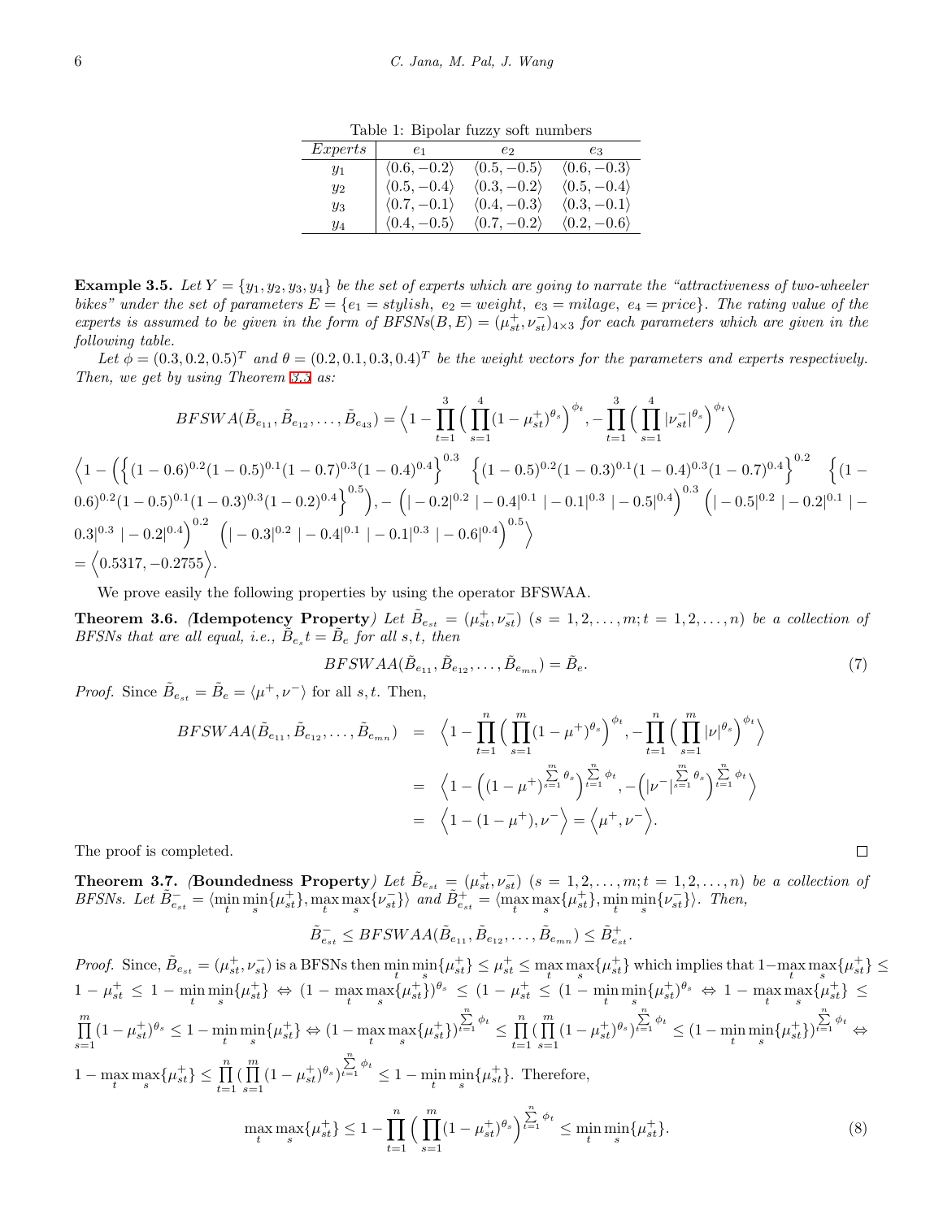Table 1: Bipolar fuzzy soft numbers

| $Experts$ | $e_1$ | $e_2$ | $e_3$ |
|---|---|---|---|
| $y_1$ | $\langle 0.6, -0.2\rangle$ | $\langle 0.5, -0.5\rangle$ | $\langle 0.6, -0.3\rangle$ |
| $y_2$ | $\langle 0.5, -0.4\rangle$ | $\langle 0.3, -0.2\rangle$ | $\langle 0.5, -0.4\rangle$ |
| $y_3$ | $\langle 0.7, -0.1\rangle$ | $\langle 0.4, -0.3\rangle$ | $\langle 0.3, -0.1\rangle$ |
| $y_4$ | $\langle 0.4, -0.5\rangle$ | $\langle 0.7, -0.2\rangle$ | $\langle 0.2, -0.6\rangle$ |

**Example 3.5.** *Let $Y = \{y_1, y_2, y_3, y_4\}$ be the set of experts which are going to narrate the "attractiveness of two-wheeler bikes" under the set of parameters $E = \{e_1 = stylish,\ e_2 = weight,\ e_3 = milage,\ e_4 = price\}$. The rating value of the experts is assumed to be given in the form of BFSNs$(B, E) = (\mu^+_{st}, \nu^-_{st})_{4\times 3}$ for each parameters which are given in the following table.*

*Let $\phi = (0.3, 0.2, 0.5)^T$ and $\theta = (0.2, 0.1, 0.3, 0.4)^T$ be the weight vectors for the parameters and experts respectively. Then, we get by using Theorem 3.3 as:*

$$BFSWA(\tilde{B}_{e_{11}}, \tilde{B}_{e_{12}}, \ldots, \tilde{B}_{e_{43}}) = \Big\langle 1 - \prod_{t=1}^{3}\Big(\prod_{s=1}^{4}(1-\mu^+_{st})^{\theta_s}\Big)^{\phi_t}, -\prod_{t=1}^{3}\Big(\prod_{s=1}^{4}|\nu^-_{st}|^{\theta_s}\Big)^{\phi_t}\Big\rangle$$

$\Big\langle 1 - \Big(\Big\{(1-0.6)^{0.2}(1-0.5)^{0.1}(1-0.7)^{0.3}(1-0.4)^{0.4}\Big\}^{0.3}\ \Big\{(1-0.5)^{0.2}(1-0.3)^{0.1}(1-0.4)^{0.3}(1-0.7)^{0.4}\Big\}^{0.2}\ \Big\{(1-0.6)^{0.2}(1-0.5)^{0.1}(1-0.3)^{0.3}(1-0.2)^{0.4}\Big\}^{0.5}\Big), -\Big(|-0.2|^{0.2}\ |-0.4|^{0.1}\ |-0.1|^{0.3}\ |-0.5|^{0.4}\Big)^{0.3}\ \Big(|-0.5|^{0.2}\ |-0.2|^{0.1}\ |-0.3|^{0.3}\ |-0.2|^{0.4}\Big)^{0.2}\ \Big(|-0.3|^{0.2}\ |-0.4|^{0.1}\ |-0.1|^{0.3}\ |-0.6|^{0.4}\Big)^{0.5}\Big\rangle$
$= \Big\langle 0.5317, -0.2755\Big\rangle.$

We prove easily the following properties by using the operator BFSWAA.

**Theorem 3.6.** *(**Idempotency Property**) Let $\tilde{B}_{e_{st}} = (\mu^+_{st}, \nu^-_{st})$ $(s = 1, 2, \ldots, m; t = 1, 2, \ldots, n)$ be a collection of BFSNs that are all equal, i.e., $\tilde{B}_{e_s}t = \tilde{B}_e$ for all $s, t$, then*

$$BFSWAA(\tilde{B}_{e_{11}}, \tilde{B}_{e_{12}}, \ldots, \tilde{B}_{e_{mn}}) = \tilde{B}_e. \tag{7}$$

*Proof.* Since $\tilde{B}_{e_{st}} = \tilde{B}_e = \langle \mu^+, \nu^-\rangle$ for all $s, t$. Then,

$$\begin{aligned} BFSWAA(\tilde{B}_{e_{11}}, \tilde{B}_{e_{12}}, \ldots, \tilde{B}_{e_{mn}}) &= \Big\langle 1 - \prod_{t=1}^{n}\Big(\prod_{s=1}^{m}(1-\mu^+)^{\theta_s}\Big)^{\phi_t}, -\prod_{t=1}^{n}\Big(\prod_{s=1}^{m}|\nu|^{\theta_s}\Big)^{\phi_t}\Big\rangle \\ &= \Big\langle 1 - \Big((1-\mu^+)^{\sum_{s=1}^{m}\theta_s}\Big)^{\sum_{t=1}^{n}\phi_t}, -\Big(|\nu^-|^{\sum_{s=1}^{m}\theta_s}\Big)^{\sum_{t=1}^{n}\phi_t}\Big\rangle \\ &= \Big\langle 1 - (1-\mu^+), \nu^-\Big\rangle = \Big\langle \mu^+, \nu^-\Big\rangle. \end{aligned}$$

The proof is completed. □

**Theorem 3.7.** *(**Boundedness Property**) Let $\tilde{B}_{e_{st}} = (\mu^+_{st}, \nu^-_{st})$ $(s = 1, 2, \ldots, m; t = 1, 2, \ldots, n)$ be a collection of BFSNs. Let $\tilde{B}^-_{e_{st}} = \langle \min_t \min_s\{\mu^+_{st}\}, \max_t \max_s\{\nu^-_{st}\}\rangle$ and $\tilde{B}^+_{e_{st}} = \langle \max_t \max_s\{\mu^+_{st}\}, \min_t \min_s\{\nu^-_{st}\}\rangle$. Then,*

$$\tilde{B}^-_{e_{st}} \leq BFSWAA(\tilde{B}_{e_{11}}, \tilde{B}_{e_{12}}, \ldots, \tilde{B}_{e_{mn}}) \leq \tilde{B}^+_{e_{st}}.$$

*Proof.* Since, $\tilde{B}_{e_{st}} = (\mu^+_{st}, \nu^-_{st})$ is a BFSNs then $\min_t \min_s\{\mu^+_{st}\} \leq \mu^+_{st} \leq \max_t \max_s\{\mu^+_{st}\}$ which implies that $1 - \max_t \max_s\{\mu^+_{st}\} \leq 1 - \mu^+_{st} \leq 1 - \min_t \min_s\{\mu^+_{st}\} \Leftrightarrow (1 - \max_t \max_s\{\mu^+_{st}\})^{\theta_s} \leq (1 - \mu^+_{st} \leq (1 - \min_t \min_s\{\mu^+_{st}\})^{\theta_s} \Leftrightarrow 1 - \max_t \max_s\{\mu^+_{st}\} \leq \prod_{s=1}^{m}(1-\mu^+_{st})^{\theta_s} \leq 1 - \min_t \min_s\{\mu^+_{st}\} \Leftrightarrow (1 - \max_t \max_s\{\mu^+_{st}\})^{\sum_{t=1}^{n}\phi_t} \leq \prod_{t=1}^{n}(\prod_{s=1}^{m}(1-\mu^+_{st})^{\theta_s})^{\sum_{t=1}^{n}\phi_t} \leq (1 - \min_t \min_s\{\mu^+_{st}\})^{\sum_{t=1}^{n}\phi_t} \Leftrightarrow 1 - \max_t \max_s\{\mu^+_{st}\} \leq \prod_{t=1}^{n}(\prod_{s=1}^{m}(1-\mu^+_{st})^{\theta_s})^{\sum_{t=1}^{n}\phi_t} \leq 1 - \min_t \min_s\{\mu^+_{st}\}$. Therefore,

$$\max_t \max_s\{\mu^+_{st}\} \leq 1 - \prod_{t=1}^{n}\Big(\prod_{s=1}^{m}(1-\mu^+_{st})^{\theta_s}\Big)^{\sum_{t=1}^{n}\phi_t} \leq \min_t \min_s\{\mu^+_{st}\}. \tag{8}$$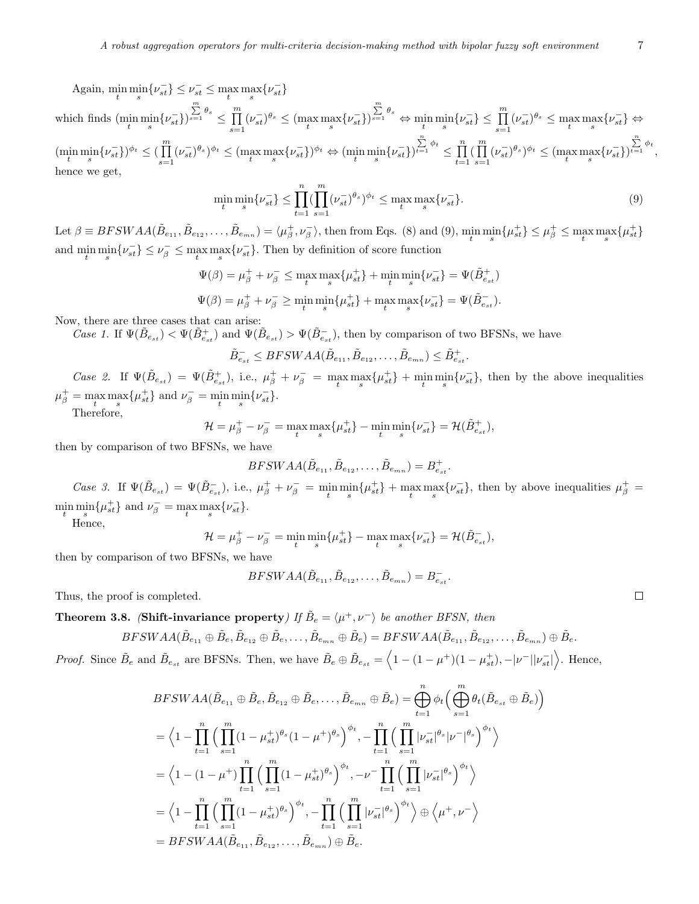Again, $\min_t \min_s \{\nu_{st}^-\} \leq \nu_{st}^- \leq \max_t \max_s \{\nu_{st}^-\}$

which finds $(\min_t \min_s \{\nu_{st}^-\})^{\sum_{s=1}^{m} \theta_s} \leq \prod_{s=1}^{m} (\nu_{st}^-)^{\theta_s} \leq (\max_t \max_s \{\nu_{st}^-\})^{\sum_{s=1}^{m} \theta_s} \Leftrightarrow \min_t \min_s \{\nu_{st}^-\} \leq \prod_{s=1}^{m} (\nu_{st}^-)^{\theta_s} \leq \max_t \max_s \{\nu_{st}^-\} \Leftrightarrow$ $(\min_t \min_s \{\nu_{st}^-\})^{\phi_t} \leq (\prod_{s=1}^{m} (\nu_{st}^-)^{\theta_s})^{\phi_t} \leq (\max_t \max_s \{\nu_{st}^-\})^{\phi_t} \Leftrightarrow (\min_t \min_s \{\nu_{st}^-\})^{\sum_{t=1}^{n} \phi_t} \leq \prod_{t=1}^{n} (\prod_{s=1}^{m} (\nu_{st}^-)^{\theta_s})^{\phi_t} \leq (\max_t \max_s \{\nu_{st}^-\})^{\sum_{t=1}^{n} \phi_t}$,

hence we get,

$$\min_t \min_s \{\nu_{st}^-\} \leq \prod_{t=1}^{n} (\prod_{s=1}^{m} (\nu_{st}^-)^{\theta_s})^{\phi_t} \leq \max_t \max_s \{\nu_{st}^-\}. \tag{9}$$

Let $\beta \equiv BFSWAA(\tilde{B}_{e_{11}}, \tilde{B}_{e_{12}}, \ldots, \tilde{B}_{e_{mn}}) = \langle \mu_\beta^+, \nu_\beta^- \rangle$, then from Eqs. (8) and (9), $\min_t \min_s \{\mu_{st}^+\} \leq \mu_\beta^+ \leq \max_t \max_s \{\mu_{st}^+\}$ and $\min_t \min_s \{\nu_{st}^-\} \leq \nu_\beta^- \leq \max_t \max_s \{\nu_{st}^-\}$. Then by definition of score function

$$\Psi(\beta) = \mu_\beta^+ + \nu_\beta^- \leq \max_t \max_s \{\mu_{st}^+\} + \min_t \min_s \{\nu_{st}^-\} = \Psi(\tilde{B}_{e_{st}}^+)$$

$$\Psi(\beta) = \mu_\beta^+ + \nu_\beta^- \geq \min_t \min_s \{\mu_{st}^+\} + \max_t \max_s \{\nu_{st}^-\} = \Psi(\tilde{B}_{e_{st}}^-).$$

Now, there are three cases that can arise:

*Case 1.* If $\Psi(\tilde{B}_{e_{st}}) < \Psi(\tilde{B}_{e_{st}}^+)$ and $\Psi(\tilde{B}_{e_{st}}) > \Psi(\tilde{B}_{e_{st}}^-)$, then by comparison of two BFSNs, we have

$$\tilde{B}_{e_{st}}^- \leq BFSWAA(\tilde{B}_{e_{11}}, \tilde{B}_{e_{12}}, \ldots, \tilde{B}_{e_{mn}}) \leq \tilde{B}_{e_{st}}^+.$$

*Case 2.* If $\Psi(\tilde{B}_{e_{st}}) = \Psi(\tilde{B}_{e_{st}}^+)$, i.e., $\mu_\beta^+ + \nu_\beta^- = \max_t \max_s \{\mu_{st}^+\} + \min_t \min_s \{\nu_{st}^-\}$, then by the above inequalities $\mu_\beta^+ = \max_t \max_s \{\mu_{st}^+\}$ and $\nu_\beta^- = \min_t \min_s \{\nu_{st}^-\}$.

Therefore,

$$\mathcal{H} = \mu_\beta^+ - \nu_\beta^- = \max_t \max_s \{\mu_{st}^+\} - \min_t \min_s \{\nu_{st}^-\} = \mathcal{H}(\tilde{B}_{e_{st}}^+),$$

then by comparison of two BFSNs, we have

$$BFSWAA(\tilde{B}_{e_{11}}, \tilde{B}_{e_{12}}, \ldots, \tilde{B}_{e_{mn}}) = B_{e_{st}}^+.$$

*Case 3.* If $\Psi(\tilde{B}_{e_{st}}) = \Psi(\tilde{B}_{e_{st}}^-)$, i.e., $\mu_\beta^+ + \nu_\beta^- = \min_t \min_s \{\mu_{st}^+\} + \max_t \max_s \{\nu_{st}^-\}$, then by above inequalities $\mu_\beta^+ = \min_t \min_s \{\mu_{st}^+\}$ and $\nu_\beta^- = \max_t \max_s \{\nu_{st}^-\}$.

Hence,

$$\mathcal{H} = \mu_\beta^+ - \nu_\beta^- = \min_t \min_s \{\mu_{st}^+\} - \max_t \max_s \{\nu_{st}^-\} = \mathcal{H}(\tilde{B}_{e_{st}}^-),$$

then by comparison of two BFSNs, we have

$$BFSWAA(\tilde{B}_{e_{11}}, \tilde{B}_{e_{12}}, \ldots, \tilde{B}_{e_{mn}}) = B_{e_{st}}^-.$$

Thus, the proof is completed. □

**Theorem 3.8.** *(**Shift-invariance property**) If $\tilde{B}_e = \langle \mu^+, \nu^- \rangle$ be another BFSN, then*

$$BFSWAA(\tilde{B}_{e_{11}} \oplus \tilde{B}_e, \tilde{B}_{e_{12}} \oplus \tilde{B}_e, \ldots, \tilde{B}_{e_{mn}} \oplus \tilde{B}_e) = BFSWAA(\tilde{B}_{e_{11}}, \tilde{B}_{e_{12}}, \ldots, \tilde{B}_{e_{mn}}) \oplus \tilde{B}_e.$$

*Proof.* Since $\tilde{B}_e$ and $\tilde{B}_{e_{st}}$ are BFSNs. Then, we have $\tilde{B}_e \oplus \tilde{B}_{e_{st}} = \Big\langle 1 - (1-\mu^+)(1-\mu_{st}^+), -|\nu^-||\nu_{st}^-| \Big\rangle$. Hence,

$$\begin{aligned}
&BFSWAA(\tilde{B}_{e_{11}} \oplus \tilde{B}_e, \tilde{B}_{e_{12}} \oplus \tilde{B}_e, \ldots, \tilde{B}_{e_{mn}} \oplus \tilde{B}_e) = \bigoplus_{t=1}^{n} \phi_t \Big( \bigoplus_{s=1}^{m} \theta_t (\tilde{B}_{e_{st}} \oplus \tilde{B}_e) \Big) \\
&= \Big\langle 1 - \prod_{t=1}^{n} \Big( \prod_{s=1}^{m} (1-\mu_{st}^+)^{\theta_s} (1-\mu^+)^{\theta_s} \Big)^{\phi_t}, -\prod_{t=1}^{n} \Big( \prod_{s=1}^{m} |\nu_{st}^-|^{\theta_s} |\nu^-|^{\theta_s} \Big)^{\phi_t} \Big\rangle \\
&= \Big\langle 1 - (1-\mu^+) \prod_{t=1}^{n} \Big( \prod_{s=1}^{m} (1-\mu_{st}^+)^{\theta_s} \Big)^{\phi_t}, -\nu^- \prod_{t=1}^{n} \Big( \prod_{s=1}^{m} |\nu_{st}^-|^{\theta_s} \Big)^{\phi_t} \Big\rangle \\
&= \Big\langle 1 - \prod_{t=1}^{n} \Big( \prod_{s=1}^{m} (1-\mu_{st}^+)^{\theta_s} \Big)^{\phi_t}, -\prod_{t=1}^{n} \Big( \prod_{s=1}^{m} |\nu_{st}^-|^{\theta_s} \Big)^{\phi_t} \Big\rangle \oplus \Big\langle \mu^+, \nu^- \Big\rangle \\
&= BFSWAA(\tilde{B}_{e_{11}}, \tilde{B}_{e_{12}}, \ldots, \tilde{B}_{e_{mn}}) \oplus \tilde{B}_e.
\end{aligned}$$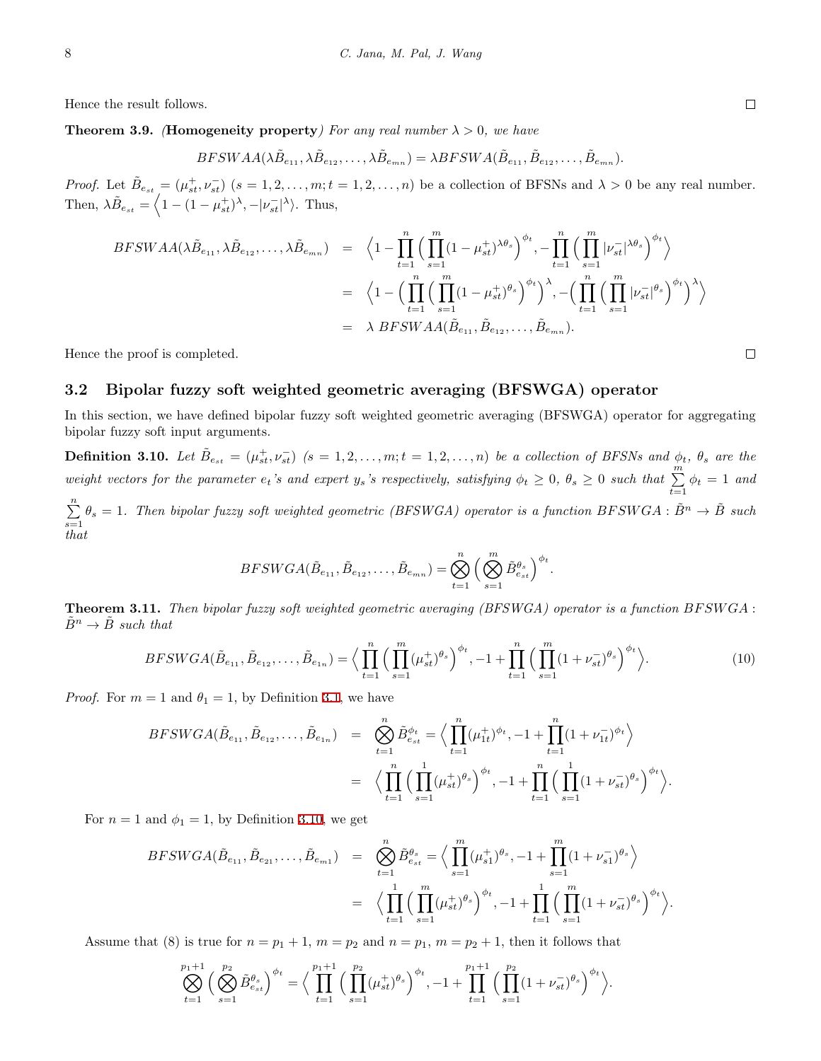Hence the result follows. □

**Theorem 3.9.** *(**Homogeneity property**) For any real number $\lambda > 0$, we have*

$$BFSWAA(\lambda\tilde{B}_{e_{11}}, \lambda\tilde{B}_{e_{12}}, \ldots, \lambda\tilde{B}_{e_{mn}}) = \lambda BFSWA(\tilde{B}_{e_{11}}, \tilde{B}_{e_{12}}, \ldots, \tilde{B}_{e_{mn}}).$$

*Proof.* Let $\tilde{B}_{e_{st}} = (\mu_{st}^+, \nu_{st}^-)$ $(s = 1, 2, \ldots, m; t = 1, 2, \ldots, n)$ be a collection of BFSNs and $\lambda > 0$ be any real number. Then, $\lambda\tilde{B}_{e_{st}} = \Big\langle 1 - (1 - \mu_{st}^+)^\lambda, -|\nu_{st}^-|^\lambda \Big\rangle$. Thus,

$$\begin{aligned}
BFSWAA(\lambda\tilde{B}_{e_{11}}, \lambda\tilde{B}_{e_{12}}, \ldots, \lambda\tilde{B}_{e_{mn}}) &= \Big\langle 1 - \prod_{t=1}^{n}\Big(\prod_{s=1}^{m}(1-\mu_{st}^+)^{\lambda\theta_s}\Big)^{\phi_t}, -\prod_{t=1}^{n}\Big(\prod_{s=1}^{m}|\nu_{st}^-|^{\lambda\theta_s}\Big)^{\phi_t}\Big\rangle \\
&= \Big\langle 1 - \Big(\prod_{t=1}^{n}\Big(\prod_{s=1}^{m}(1-\mu_{st}^+)^{\theta_s}\Big)^{\phi_t}\Big)^{\lambda}, -\Big(\prod_{t=1}^{n}\Big(\prod_{s=1}^{m}|\nu_{st}^-|^{\theta_s}\Big)^{\phi_t}\Big)^{\lambda}\Big\rangle \\
&= \lambda \; BFSWAA(\tilde{B}_{e_{11}}, \tilde{B}_{e_{12}}, \ldots, \tilde{B}_{e_{mn}}).
\end{aligned}$$

Hence the proof is completed. □

### 3.2 Bipolar fuzzy soft weighted geometric averaging (BFSWGA) operator

In this section, we have defined bipolar fuzzy soft weighted geometric averaging (BFSWGA) operator for aggregating bipolar fuzzy soft input arguments.

**Definition 3.10.** *Let $\tilde{B}_{e_{st}} = (\mu_{st}^+, \nu_{st}^-)$ $(s = 1, 2, \ldots, m; t = 1, 2, \ldots, n)$ be a collection of BFSNs and $\phi_t$, $\theta_s$ are the weight vectors for the parameter $e_t$'s and expert $y_s$'s respectively, satisfying $\phi_t \geq 0$, $\theta_s \geq 0$ such that $\sum_{t=1}^{m}\phi_t = 1$ and $\sum_{s=1}^{n}\theta_s = 1$. Then bipolar fuzzy soft weighted geometric (BFSWGA) operator is a function $BFSWGA : \tilde{B}^n \to \tilde{B}$ such that*

$$BFSWGA(\tilde{B}_{e_{11}}, \tilde{B}_{e_{12}}, \ldots, \tilde{B}_{e_{mn}}) = \bigotimes_{t=1}^{n}\Big(\bigotimes_{s=1}^{m}\tilde{B}_{e_{st}}^{\theta_s}\Big)^{\phi_t}.$$

**Theorem 3.11.** *Then bipolar fuzzy soft weighted geometric averaging (BFSWGA) operator is a function $BFSWGA : \tilde{B}^n \to \tilde{B}$ such that*

$$BFSWGA(\tilde{B}_{e_{11}}, \tilde{B}_{e_{12}}, \ldots, \tilde{B}_{e_{1n}}) = \Big\langle \prod_{t=1}^{n}\Big(\prod_{s=1}^{m}(\mu_{st}^+)^{\theta_s}\Big)^{\phi_t}, -1 + \prod_{t=1}^{n}\Big(\prod_{s=1}^{m}(1+\nu_{st}^-)^{\theta_s}\Big)^{\phi_t}\Big\rangle. \tag{10}$$

*Proof.* For $m = 1$ and $\theta_1 = 1$, by Definition 3.1, we have

$$\begin{aligned}
BFSWGA(\tilde{B}_{e_{11}}, \tilde{B}_{e_{12}}, \ldots, \tilde{B}_{e_{1n}}) &= \bigotimes_{t=1}^{n}\tilde{B}_{e_{st}}^{\phi_t} = \Big\langle \prod_{t=1}^{n}(\mu_{1t}^+)^{\phi_t}, -1 + \prod_{t=1}^{n}(1+\nu_{1t}^-)^{\phi_t}\Big\rangle \\
&= \Big\langle \prod_{t=1}^{n}\Big(\prod_{s=1}^{1}(\mu_{st}^+)^{\theta_s}\Big)^{\phi_t}, -1 + \prod_{t=1}^{n}\Big(\prod_{s=1}^{1}(1+\nu_{st}^-)^{\theta_s}\Big)^{\phi_t}\Big\rangle.
\end{aligned}$$

For $n = 1$ and $\phi_1 = 1$, by Definition 3.10, we get

$$\begin{aligned}
BFSWGA(\tilde{B}_{e_{11}}, \tilde{B}_{e_{21}}, \ldots, \tilde{B}_{e_{m1}}) &= \bigotimes_{t=1}^{n}\tilde{B}_{e_{st}}^{\theta_s} = \Big\langle \prod_{s=1}^{m}(\mu_{s1}^+)^{\theta_s}, -1 + \prod_{s=1}^{m}(1+\nu_{s1}^-)^{\theta_s}\Big\rangle \\
&= \Big\langle \prod_{t=1}^{1}\Big(\prod_{s=1}^{m}(\mu_{st}^+)^{\theta_s}\Big)^{\phi_t}, -1 + \prod_{t=1}^{1}\Big(\prod_{s=1}^{m}(1+\nu_{st}^-)^{\theta_s}\Big)^{\phi_t}\Big\rangle.
\end{aligned}$$

Assume that (8) is true for $n = p_1 + 1$, $m = p_2$ and $n = p_1$, $m = p_2 + 1$, then it follows that

$$\bigotimes_{t=1}^{p_1+1}\Big(\bigotimes_{s=1}^{p_2}\tilde{B}_{e_{st}}^{\theta_s}\Big)^{\phi_t} = \Big\langle \prod_{t=1}^{p_1+1}\Big(\prod_{s=1}^{p_2}(\mu_{st}^+)^{\theta_s}\Big)^{\phi_t}, -1 + \prod_{t=1}^{p_1+1}\Big(\prod_{s=1}^{p_2}(1+\nu_{st}^-)^{\theta_s}\Big)^{\phi_t}\Big\rangle.$$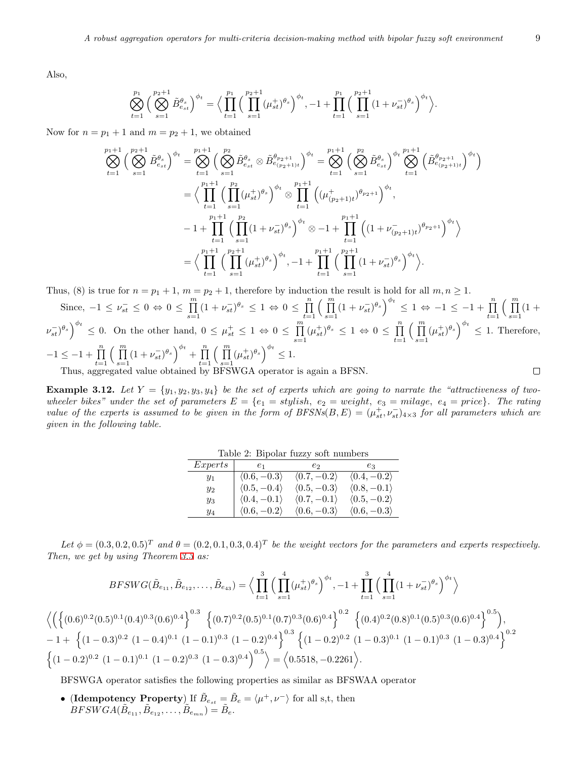Also,

$$\bigotimes_{t=1}^{p_1}\Big(\bigotimes_{s=1}^{p_2+1}\tilde{B}_{e_{st}}^{\theta_s}\Big)^{\phi_t} = \Big\langle \prod_{t=1}^{p_1}\Big(\prod_{s=1}^{p_2+1}(\mu_{st}^{+})^{\theta_s}\Big)^{\phi_t}, -1+\prod_{t=1}^{p_1}\Big(\prod_{s=1}^{p_2+1}(1+\nu_{st}^{-})^{\theta_s}\Big)^{\phi_t}\Big\rangle.$$

Now for $n = p_1+1$ and $m = p_2+1$, we obtained

$$\begin{aligned}
\bigotimes_{t=1}^{p_1+1}\Big(\bigotimes_{s=1}^{p_2+1}\tilde{B}_{e_{st}}^{\theta_s}\Big)^{\phi_t} &= \bigotimes_{t=1}^{p_1+1}\Big(\bigotimes_{s=1}^{p_2}\tilde{B}_{e_{st}}^{\theta_s}\otimes \tilde{B}_{e_{(p_2+1)t}}^{\theta_{p_2+1}}\Big)^{\phi_t} = \bigotimes_{t=1}^{p_1+1}\Big(\bigotimes_{s=1}^{p_2}\tilde{B}_{e_{st}}^{\theta_s}\Big)^{\phi_t}\bigotimes_{t=1}^{p_1+1}\Big(\tilde{B}_{e_{(p_2+1)t}}^{\theta_{p_2+1}}\Big)^{\phi_t}\Big) \\
&= \Big\langle \prod_{t=1}^{p_1+1}\Big(\prod_{s=1}^{p_2}(\mu_{st}^{+})^{\theta_s}\Big)^{\phi_t}\otimes\prod_{t=1}^{p_1+1}\Big((\mu_{(p_2+1)t}^{+})^{\theta_{p_2+1}}\Big)^{\phi_t}, \\
&\quad -1+\prod_{t=1}^{p_1+1}\Big(\prod_{s=1}^{p_2}(1+\nu_{st}^{-})^{\theta_s}\Big)^{\phi_t}\otimes -1+\prod_{t=1}^{p_1+1}\Big((1+\nu_{(p_2+1)t}^{-})^{\theta_{p_2+1}}\Big)^{\phi_t}\Big\rangle \\
&= \Big\langle \prod_{t=1}^{p_1+1}\Big(\prod_{s=1}^{p_2+1}(\mu_{st}^{+})^{\theta_s}\Big)^{\phi_t}, -1+\prod_{t=1}^{p_1+1}\Big(\prod_{s=1}^{p_2+1}(1+\nu_{st}^{-})^{\theta_s}\Big)^{\phi_t}\Big\rangle.
\end{aligned}$$

Thus, (8) is true for $n = p_1+1$, $m = p_2+1$, therefore by induction the result is hold for all $m, n \geq 1$.

Since, $-1 \leq \nu_{st}^{-} \leq 0 \Leftrightarrow 0 \leq \prod_{s=1}^{m}(1+\nu_{st}^{-})^{\theta_s} \leq 1 \Leftrightarrow 0 \leq \prod_{t=1}^{n}\Big(\prod_{s=1}^{m}(1+\nu_{st}^{-})^{\theta_s}\Big)^{\phi_t} \leq 1 \Leftrightarrow -1 \leq -1+\prod_{t=1}^{n}\Big(\prod_{s=1}^{m}(1+\nu_{st}^{-})^{\theta_s}\Big)^{\phi_t} \leq 0$. On the other hand, $0 \leq \mu_{st}^{+} \leq 1 \Leftrightarrow 0 \leq \prod_{s=1}^{m}(\mu_{st}^{+})^{\theta_s} \leq 1 \Leftrightarrow 0 \leq \prod_{t=1}^{n}\Big(\prod_{s=1}^{m}(\mu_{st}^{+})^{\theta_s}\Big)^{\phi_t} \leq 1$. Therefore, $-1 \leq -1+\prod_{t=1}^{n}\Big(\prod_{s=1}^{m}(1+\nu_{st}^{-})^{\theta_s}\Big)^{\phi_t}+\prod_{t=1}^{n}\Big(\prod_{s=1}^{m}(\mu_{st}^{+})^{\theta_s}\Big)^{\phi_t} \leq 1$.

Thus, aggregated value obtained by BFSWGA operator is again a BFSN. □

**Example 3.12.** *Let $Y = \{y_1, y_2, y_3, y_4\}$ be the set of experts which are going to narrate the "attractiveness of two-wheeler bikes" under the set of parameters $E = \{e_1 = stylish,\ e_2 = weight,\ e_3 = milage,\ e_4 = price\}$. The rating value of the experts is assumed to be given in the form of BFSNs$(B, E) = (\mu_{st}^{+}, \nu_{st}^{-})_{4\times 3}$ for all parameters which are given in the following table.*

Table 2: Bipolar fuzzy soft numbers

| *Experts* | $e_1$ | $e_2$ | $e_3$ |
|---|---|---|---|
| $y_1$ | $\langle 0.6, -0.3\rangle$ | $\langle 0.7, -0.2\rangle$ | $\langle 0.4, -0.2\rangle$ |
| $y_2$ | $\langle 0.5, -0.4\rangle$ | $\langle 0.5, -0.3\rangle$ | $\langle 0.8, -0.1\rangle$ |
| $y_3$ | $\langle 0.4, -0.1\rangle$ | $\langle 0.7, -0.1\rangle$ | $\langle 0.5, -0.2\rangle$ |
| $y_4$ | $\langle 0.6, -0.2\rangle$ | $\langle 0.6, -0.3\rangle$ | $\langle 0.6, -0.3\rangle$ |

*Let $\phi = (0.3, 0.2, 0.5)^T$ and $\theta = (0.2, 0.1, 0.3, 0.4)^T$ be the weight vectors for the parameters and experts respectively. Then, we get by using Theorem 3.3 as:*

$$BFSWG(\tilde{B}_{e_{11}}, \tilde{B}_{e_{12}}, \ldots, \tilde{B}_{e_{43}}) = \Big\langle \prod_{t=1}^{3}\Big(\prod_{s=1}^{4}(\mu_{st}^{+})^{\theta_s}\Big)^{\phi_t}, -1+\prod_{t=1}^{3}\Big(\prod_{s=1}^{4}(1+\nu_{st}^{-})^{\theta_s}\Big)^{\phi_t}\Big\rangle$$

$$\begin{aligned}
&\Big\langle\Big(\Big\{(0.6)^{0.2}(0.5)^{0.1}(0.4)^{0.3}(0.6)^{0.4}\Big\}^{0.3}\ \Big\{(0.7)^{0.2}(0.5)^{0.1}(0.7)^{0.3}(0.6)^{0.4}\Big\}^{0.2}\ \Big\{(0.4)^{0.2}(0.8)^{0.1}(0.5)^{0.3}(0.6)^{0.4}\Big\}^{0.5}\Big), \\
&-1+\ \Big\{(1-0.3)^{0.2}\ (1-0.4)^{0.1}\ (1-0.1)^{0.3}\ (1-0.2)^{0.4}\Big\}^{0.3}\Big\{(1-0.2)^{0.2}\ (1-0.3)^{0.1}\ (1-0.1)^{0.3}\ (1-0.3)^{0.4}\Big\}^{0.2} \\
&\Big\{(1-0.2)^{0.2}\ (1-0.1)^{0.1}\ (1-0.2)^{0.3}\ (1-0.3)^{0.4}\Big)^{0.5}\Big\rangle = \Big\langle 0.5518, -0.2261\Big\rangle.
\end{aligned}$$

BFSWGA operator satisfies the following properties as similar as BFSWAA operator

- (**Idempotency Property**) If $\tilde{B}_{e_{st}} = \tilde{B}_e = \langle\mu^{+}, \nu^{-}\rangle$ for all s,t, then $BFSWGA(\tilde{B}_{e_{11}}, \tilde{B}_{e_{12}}, \ldots, \tilde{B}_{e_{mn}}) = \tilde{B}_e$.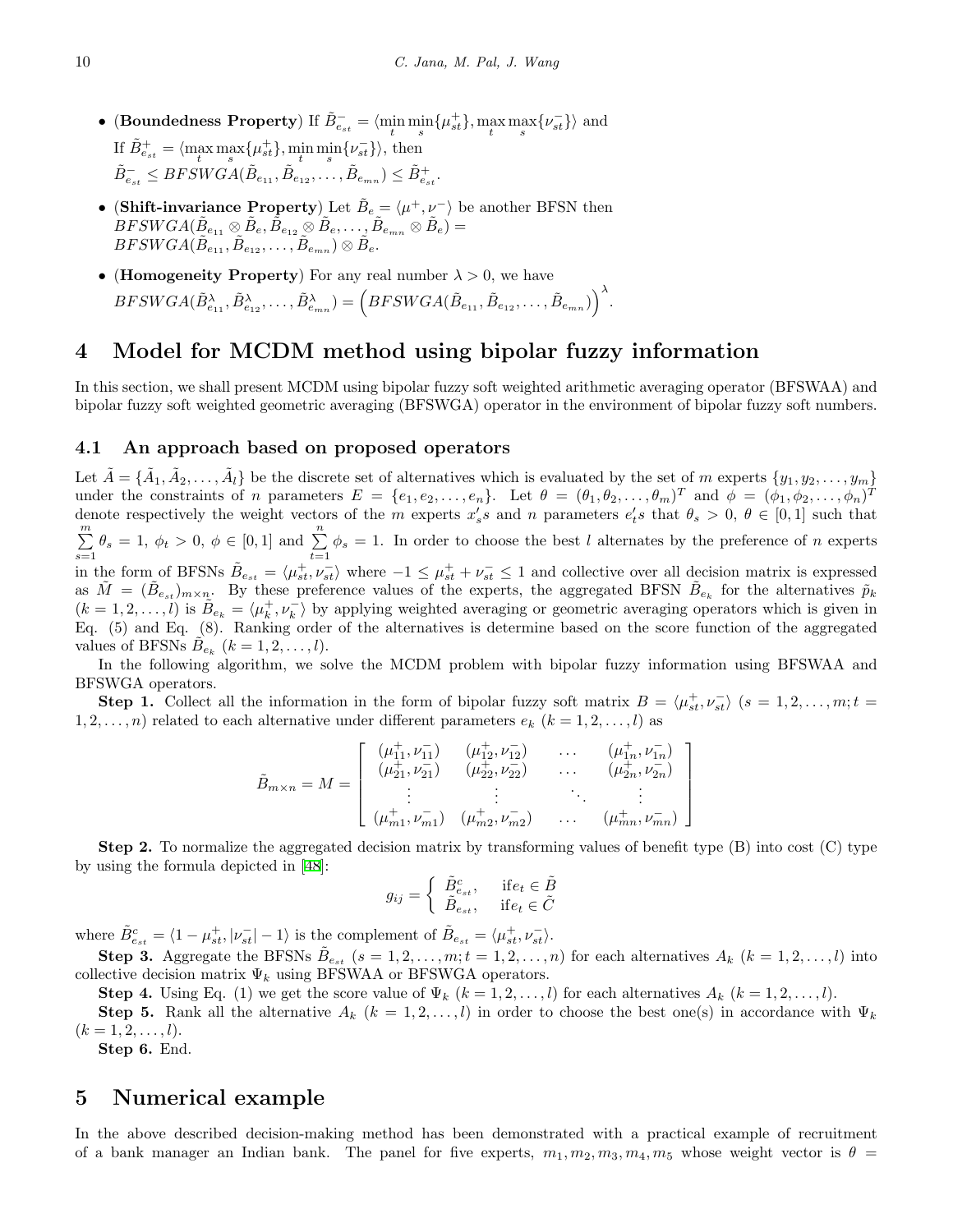- (**Boundedness Property**) If $\tilde{B}^{-}_{e_{st}} = \langle \min_t \min_s \{\mu^{+}_{st}\}, \max_t \max_s \{\nu^{-}_{st}\}\rangle$ and If $\tilde{B}^{+}_{e_{st}} = \langle \max_t \max_s \{\mu^{+}_{st}\}, \min_t \min_s \{\nu^{-}_{st}\}\rangle$, then $\tilde{B}^{-}_{e_{st}} \leq BFSWGA(\tilde{B}_{e_{11}}, \tilde{B}_{e_{12}}, \ldots, \tilde{B}_{e_{mn}}) \leq \tilde{B}^{+}_{e_{st}}$.
- (**Shift-invariance Property**) Let $\tilde{B}_e = \langle \mu^{+}, \nu^{-}\rangle$ be another BFSN then $BFSWGA(\tilde{B}_{e_{11}} \otimes \tilde{B}_e, \tilde{B}_{e_{12}} \otimes \tilde{B}_e, \ldots, \tilde{B}_{e_{mn}} \otimes \tilde{B}_e) = BFSWGA(\tilde{B}_{e_{11}}, \tilde{B}_{e_{12}}, \ldots, \tilde{B}_{e_{mn}}) \otimes \tilde{B}_e$.
- (**Homogeneity Property**) For any real number $\lambda > 0$, we have $BFSWGA(\tilde{B}^{\lambda}_{e_{11}}, \tilde{B}^{\lambda}_{e_{12}}, \ldots, \tilde{B}^{\lambda}_{e_{mn}}) = \Big(BFSWGA(\tilde{B}_{e_{11}}, \tilde{B}_{e_{12}}, \ldots, \tilde{B}_{e_{mn}})\Big)^{\lambda}$.

# 4 Model for MCDM method using bipolar fuzzy information

In this section, we shall present MCDM using bipolar fuzzy soft weighted arithmetic averaging operator (BFSWAA) and bipolar fuzzy soft weighted geometric averaging (BFSWGA) operator in the environment of bipolar fuzzy soft numbers.

## 4.1 An approach based on proposed operators

Let $\tilde{A} = \{\tilde{A}_1, \tilde{A}_2, \ldots, \tilde{A}_l\}$ be the discrete set of alternatives which is evaluated by the set of $m$ experts $\{y_1, y_2, \ldots, y_m\}$ under the constraints of $n$ parameters $E = \{e_1, e_2, \ldots, e_n\}$. Let $\theta = (\theta_1, \theta_2, \ldots, \theta_m)^T$ and $\phi = (\phi_1, \phi_2, \ldots, \phi_n)^T$ denote respectively the weight vectors of the $m$ experts $x_s'$s and $n$ parameters $e_t'$s that $\theta_s > 0$, $\theta \in [0,1]$ such that $\sum_{s=1}^{m} \theta_s = 1$, $\phi_t > 0$, $\phi \in [0,1]$ and $\sum_{t=1}^{n} \phi_s = 1$. In order to choose the best $l$ alternates by the preference of $n$ experts in the form of BFSNs $\tilde{B}_{e_{st}} = \langle \mu^{+}_{st}, \nu^{-}_{st}\rangle$ where $-1 \leq \mu^{+}_{st} + \nu^{-}_{st} \leq 1$ and collective over all decision matrix is expressed as $\tilde{M} = (\tilde{B}_{e_{st}})_{m\times n}$. By these preference values of the experts, the aggregated BFSN $\tilde{B}_{e_k}$ for the alternatives $\tilde{p}_k$ $(k = 1, 2, \ldots, l)$ is $\tilde{B}_{e_k} = \langle \mu^{+}_k, \nu^{-}_k\rangle$ by applying weighted averaging or geometric averaging operators which is given in Eq. (5) and Eq. (8). Ranking order of the alternatives is determine based on the score function of the aggregated values of BFSNs $\tilde{B}_{e_k}$ $(k = 1, 2, \ldots, l)$.

In the following algorithm, we solve the MCDM problem with bipolar fuzzy information using BFSWAA and BFSWGA operators.

**Step 1.** Collect all the information in the form of bipolar fuzzy soft matrix $B = \langle \mu^{+}_{st}, \nu^{-}_{st}\rangle$ $(s = 1, 2, \ldots, m; t = 1, 2, \ldots, n)$ related to each alternative under different parameters $e_k$ $(k = 1, 2, \ldots, l)$ as

$$\tilde{B}_{m\times n} = M = \begin{bmatrix} (\mu^{+}_{11}, \nu^{-}_{11}) & (\mu^{+}_{12}, \nu^{-}_{12}) & \ldots & (\mu^{+}_{1n}, \nu^{-}_{1n}) \\ (\mu^{+}_{21}, \nu^{-}_{21}) & (\mu^{+}_{22}, \nu^{-}_{22}) & \ldots & (\mu^{+}_{2n}, \nu^{-}_{2n}) \\ \vdots & \vdots & \ddots & \vdots \\ (\mu^{+}_{m1}, \nu^{-}_{m1}) & (\mu^{+}_{m2}, \nu^{-}_{m2}) & \ldots & (\mu^{+}_{mn}, \nu^{-}_{mn}) \end{bmatrix}$$

**Step 2.** To normalize the aggregated decision matrix by transforming values of benefit type (B) into cost (C) type by using the formula depicted in [48]:

$$g_{ij} = \begin{cases} \tilde{B}^{c}_{e_{st}}, & \text{if} e_t \in \tilde{B} \\ \tilde{B}_{e_{st}}, & \text{if} e_t \in \tilde{C} \end{cases}$$

where $\tilde{B}^{c}_{e_{st}} = \langle 1 - \mu^{+}_{st}, |\nu^{-}_{st}| - 1\rangle$ is the complement of $\tilde{B}_{e_{st}} = \langle \mu^{+}_{st}, \nu^{-}_{st}\rangle$.

**Step 3.** Aggregate the BFSNs $\tilde{B}_{e_{st}}$ $(s = 1, 2, \ldots, m; t = 1, 2, \ldots, n)$ for each alternatives $A_k$ $(k = 1, 2, \ldots, l)$ into collective decision matrix $\Psi_k$ using BFSWAA or BFSWGA operators.

**Step 4.** Using Eq. (1) we get the score value of $\Psi_k$ $(k = 1, 2, \ldots, l)$ for each alternatives $A_k$ $(k = 1, 2, \ldots, l)$.

**Step 5.** Rank all the alternative $A_k$ $(k = 1, 2, \ldots, l)$ in order to choose the best one(s) in accordance with $\Psi_k$ $(k = 1, 2, \ldots, l)$.

**Step 6.** End.

# 5 Numerical example

In the above described decision-making method has been demonstrated with a practical example of recruitment of a bank manager an Indian bank. The panel for five experts, $m_1, m_2, m_3, m_4, m_5$ whose weight vector is $\theta =$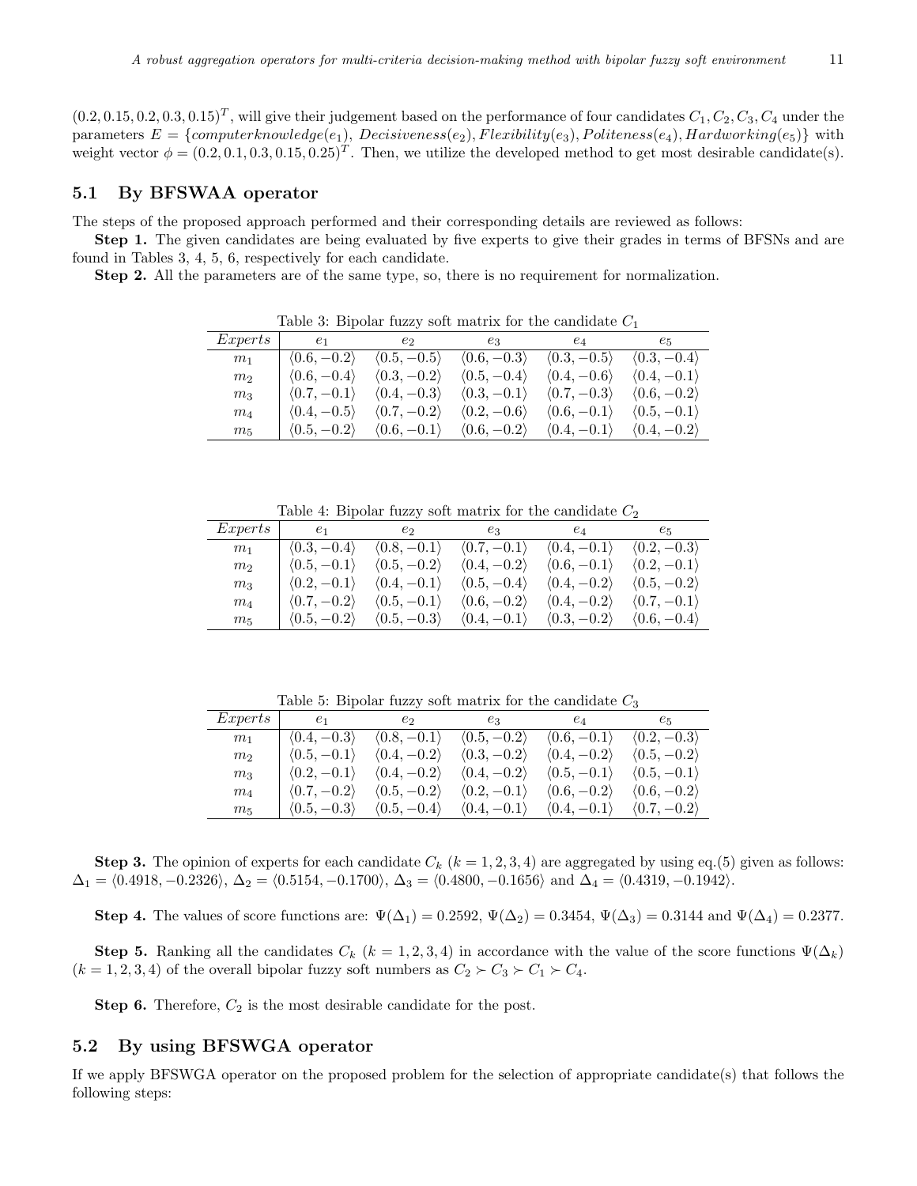$(0.2, 0.15, 0.2, 0.3, 0.15)^T$, will give their judgement based on the performance of four candidates $C_1, C_2, C_3, C_4$ under the parameters $E = \{computerknowledge(e_1),\ Decisiveness(e_2), Flexibility(e_3), Politeness(e_4), Hardworking(e_5)\}$ with weight vector $\phi = (0.2, 0.1, 0.3, 0.15, 0.25)^T$. Then, we utilize the developed method to get most desirable candidate(s).

## 5.1 By BFSWAA operator

The steps of the proposed approach performed and their corresponding details are reviewed as follows:

**Step 1.** The given candidates are being evaluated by five experts to give their grades in terms of BFSNs and are found in Tables 3, 4, 5, 6, respectively for each candidate.

**Step 2.** All the parameters are of the same type, so, there is no requirement for normalization.

Table 3: Bipolar fuzzy soft matrix for the candidate $C_1$

| *Experts* | $e_1$ | $e_2$ | $e_3$ | $e_4$ | $e_5$ |
|---|---|---|---|---|---|
| $m_1$ | $\langle 0.6, -0.2\rangle$ | $\langle 0.5, -0.5\rangle$ | $\langle 0.6, -0.3\rangle$ | $\langle 0.3, -0.5\rangle$ | $\langle 0.3, -0.4\rangle$ |
| $m_2$ | $\langle 0.6, -0.4\rangle$ | $\langle 0.3, -0.2\rangle$ | $\langle 0.5, -0.4\rangle$ | $\langle 0.4, -0.6\rangle$ | $\langle 0.4, -0.1\rangle$ |
| $m_3$ | $\langle 0.7, -0.1\rangle$ | $\langle 0.4, -0.3\rangle$ | $\langle 0.3, -0.1\rangle$ | $\langle 0.7, -0.3\rangle$ | $\langle 0.6, -0.2\rangle$ |
| $m_4$ | $\langle 0.4, -0.5\rangle$ | $\langle 0.7, -0.2\rangle$ | $\langle 0.2, -0.6\rangle$ | $\langle 0.6, -0.1\rangle$ | $\langle 0.5, -0.1\rangle$ |
| $m_5$ | $\langle 0.5, -0.2\rangle$ | $\langle 0.6, -0.1\rangle$ | $\langle 0.6, -0.2\rangle$ | $\langle 0.4, -0.1\rangle$ | $\langle 0.4, -0.2\rangle$ |

Table 4: Bipolar fuzzy soft matrix for the candidate $C_2$

| *Experts* | $e_1$ | $e_2$ | $e_3$ | $e_4$ | $e_5$ |
|---|---|---|---|---|---|
| $m_1$ | $\langle 0.3, -0.4\rangle$ | $\langle 0.8, -0.1\rangle$ | $\langle 0.7, -0.1\rangle$ | $\langle 0.4, -0.1\rangle$ | $\langle 0.2, -0.3\rangle$ |
| $m_2$ | $\langle 0.5, -0.1\rangle$ | $\langle 0.5, -0.2\rangle$ | $\langle 0.4, -0.2\rangle$ | $\langle 0.6, -0.1\rangle$ | $\langle 0.2, -0.1\rangle$ |
| $m_3$ | $\langle 0.2, -0.1\rangle$ | $\langle 0.4, -0.1\rangle$ | $\langle 0.5, -0.4\rangle$ | $\langle 0.4, -0.2\rangle$ | $\langle 0.5, -0.2\rangle$ |
| $m_4$ | $\langle 0.7, -0.2\rangle$ | $\langle 0.5, -0.1\rangle$ | $\langle 0.6, -0.2\rangle$ | $\langle 0.4, -0.2\rangle$ | $\langle 0.7, -0.1\rangle$ |
| $m_5$ | $\langle 0.5, -0.2\rangle$ | $\langle 0.5, -0.3\rangle$ | $\langle 0.4, -0.1\rangle$ | $\langle 0.3, -0.2\rangle$ | $\langle 0.6, -0.4\rangle$ |

Table 5: Bipolar fuzzy soft matrix for the candidate $C_3$

| *Experts* | $e_1$ | $e_2$ | $e_3$ | $e_4$ | $e_5$ |
|---|---|---|---|---|---|
| $m_1$ | $\langle 0.4, -0.3\rangle$ | $\langle 0.8, -0.1\rangle$ | $\langle 0.5, -0.2\rangle$ | $\langle 0.6, -0.1\rangle$ | $\langle 0.2, -0.3\rangle$ |
| $m_2$ | $\langle 0.5, -0.1\rangle$ | $\langle 0.4, -0.2\rangle$ | $\langle 0.3, -0.2\rangle$ | $\langle 0.4, -0.2\rangle$ | $\langle 0.5, -0.2\rangle$ |
| $m_3$ | $\langle 0.2, -0.1\rangle$ | $\langle 0.4, -0.2\rangle$ | $\langle 0.4, -0.2\rangle$ | $\langle 0.5, -0.1\rangle$ | $\langle 0.5, -0.1\rangle$ |
| $m_4$ | $\langle 0.7, -0.2\rangle$ | $\langle 0.5, -0.2\rangle$ | $\langle 0.2, -0.1\rangle$ | $\langle 0.6, -0.2\rangle$ | $\langle 0.6, -0.2\rangle$ |
| $m_5$ | $\langle 0.5, -0.3\rangle$ | $\langle 0.5, -0.4\rangle$ | $\langle 0.4, -0.1\rangle$ | $\langle 0.4, -0.1\rangle$ | $\langle 0.7, -0.2\rangle$ |

**Step 3.** The opinion of experts for each candidate $C_k$ $(k = 1, 2, 3, 4)$ are aggregated by using eq.(5) given as follows: $\Delta_1 = \langle 0.4918, -0.2326\rangle$, $\Delta_2 = \langle 0.5154, -0.1700\rangle$, $\Delta_3 = \langle 0.4800, -0.1656\rangle$ and $\Delta_4 = \langle 0.4319, -0.1942\rangle$.

**Step 4.** The values of score functions are: $\Psi(\Delta_1) = 0.2592$, $\Psi(\Delta_2) = 0.3454$, $\Psi(\Delta_3) = 0.3144$ and $\Psi(\Delta_4) = 0.2377$.

**Step 5.** Ranking all the candidates $C_k$ $(k = 1, 2, 3, 4)$ in accordance with the value of the score functions $\Psi(\Delta_k)$ $(k = 1, 2, 3, 4)$ of the overall bipolar fuzzy soft numbers as $C_2 \succ C_3 \succ C_1 \succ C_4$.

**Step 6.** Therefore, $C_2$ is the most desirable candidate for the post.

## 5.2 By using BFSWGA operator

If we apply BFSWGA operator on the proposed problem for the selection of appropriate candidate(s) that follows the following steps: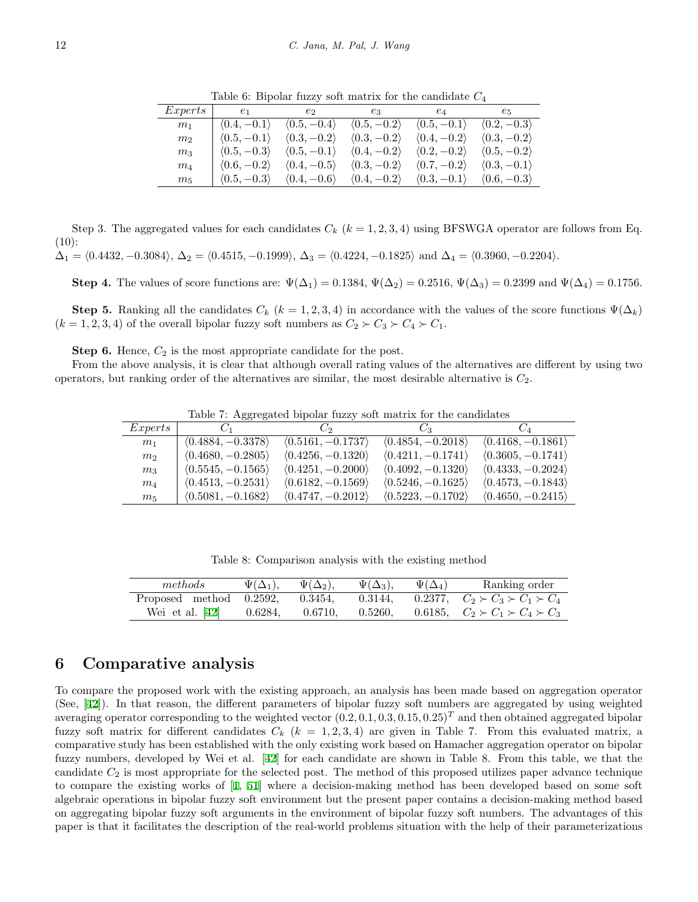Table 6: Bipolar fuzzy soft matrix for the candidate $C_4$

| $Experts$ | $e_1$ | $e_2$ | $e_3$ | $e_4$ | $e_5$ |
|---|---|---|---|---|---|
| $m_1$ | $\langle 0.4, -0.1\rangle$ | $\langle 0.5, -0.4\rangle$ | $\langle 0.5, -0.2\rangle$ | $\langle 0.5, -0.1\rangle$ | $\langle 0.2, -0.3\rangle$ |
| $m_2$ | $\langle 0.5, -0.1\rangle$ | $\langle 0.3, -0.2\rangle$ | $\langle 0.3, -0.2\rangle$ | $\langle 0.4, -0.2\rangle$ | $\langle 0.3, -0.2\rangle$ |
| $m_3$ | $\langle 0.5, -0.3\rangle$ | $\langle 0.5, -0.1\rangle$ | $\langle 0.4, -0.2\rangle$ | $\langle 0.2, -0.2\rangle$ | $\langle 0.5, -0.2\rangle$ |
| $m_4$ | $\langle 0.6, -0.2\rangle$ | $\langle 0.4, -0.5\rangle$ | $\langle 0.3, -0.2\rangle$ | $\langle 0.7, -0.2\rangle$ | $\langle 0.3, -0.1\rangle$ |
| $m_5$ | $\langle 0.5, -0.3\rangle$ | $\langle 0.4, -0.6\rangle$ | $\langle 0.4, -0.2\rangle$ | $\langle 0.3, -0.1\rangle$ | $\langle 0.6, -0.3\rangle$ |

Step 3. The aggregated values for each candidates $C_k$ $(k = 1, 2, 3, 4)$ using BFSWGA operator are follows from Eq. (10):
$\Delta_1 = \langle 0.4432, -0.3084\rangle$, $\Delta_2 = \langle 0.4515, -0.1999\rangle$, $\Delta_3 = \langle 0.4224, -0.1825\rangle$ and $\Delta_4 = \langle 0.3960, -0.2204\rangle$.

**Step 4.** The values of score functions are: $\Psi(\Delta_1) = 0.1384$, $\Psi(\Delta_2) = 0.2516$, $\Psi(\Delta_3) = 0.2399$ and $\Psi(\Delta_4) = 0.1756$.

**Step 5.** Ranking all the candidates $C_k$ $(k = 1, 2, 3, 4)$ in accordance with the values of the score functions $\Psi(\Delta_k)$ $(k = 1, 2, 3, 4)$ of the overall bipolar fuzzy soft numbers as $C_2 \succ C_3 \succ C_4 \succ C_1$.

**Step 6.** Hence, $C_2$ is the most appropriate candidate for the post.

From the above analysis, it is clear that although overall rating values of the alternatives are different by using two operators, but ranking order of the alternatives are similar, the most desirable alternative is $C_2$.

Table 7: Aggregated bipolar fuzzy soft matrix for the candidates

| $Experts$ | $C_1$ | $C_2$ | $C_3$ | $C_4$ |
|---|---|---|---|---|
| $m_1$ | $\langle 0.4884, -0.3378\rangle$ | $\langle 0.5161, -0.1737\rangle$ | $\langle 0.4854, -0.2018\rangle$ | $\langle 0.4168, -0.1861\rangle$ |
| $m_2$ | $\langle 0.4680, -0.2805\rangle$ | $\langle 0.4256, -0.1320\rangle$ | $\langle 0.4211, -0.1741\rangle$ | $\langle 0.3605, -0.1741\rangle$ |
| $m_3$ | $\langle 0.5545, -0.1565\rangle$ | $\langle 0.4251, -0.2000\rangle$ | $\langle 0.4092, -0.1320\rangle$ | $\langle 0.4333, -0.2024\rangle$ |
| $m_4$ | $\langle 0.4513, -0.2531\rangle$ | $\langle 0.6182, -0.1569\rangle$ | $\langle 0.5246, -0.1625\rangle$ | $\langle 0.4573, -0.1843\rangle$ |
| $m_5$ | $\langle 0.5081, -0.1682\rangle$ | $\langle 0.4747, -0.2012\rangle$ | $\langle 0.5223, -0.1702\rangle$ | $\langle 0.4650, -0.2415\rangle$ |

Table 8: Comparison analysis with the existing method

| $methods$ | $\Psi(\Delta_1)$, | $\Psi(\Delta_2)$, | $\Psi(\Delta_3)$, | $\Psi(\Delta_4)$ | Ranking order |
|---|---|---|---|---|---|
| Proposed method | 0.2592, | 0.3454, | 0.3144, | 0.2377, | $C_2 \succ C_3 \succ C_1 \succ C_4$ |
| Wei et al. [42] | 0.6284, | 0.6710, | 0.5260, | 0.6185, | $C_2 \succ C_1 \succ C_4 \succ C_3$ |

## 6 Comparative analysis

To compare the proposed work with the existing approach, an analysis has been made based on aggregation operator (See, [42]). In that reason, the different parameters of bipolar fuzzy soft numbers are aggregated by using weighted averaging operator corresponding to the weighted vector $(0.2, 0.1, 0.3, 0.15, 0.25)^T$ and then obtained aggregated bipolar fuzzy soft matrix for different candidates $C_k$ $(k = 1, 2, 3, 4)$ are given in Table 7. From this evaluated matrix, a comparative study has been established with the only existing work based on Hamacher aggregation operator on bipolar fuzzy numbers, developed by Wei et al. [42] for each candidate are shown in Table 8. From this table, we that the candidate $C_2$ is most appropriate for the selected post. The method of this proposed utilizes paper advance technique to compare the existing works of [1, 51] where a decision-making method has been developed based on some soft algebraic operations in bipolar fuzzy soft environment but the present paper contains a decision-making method based on aggregating bipolar fuzzy soft arguments in the environment of bipolar fuzzy soft numbers. The advantages of this paper is that it facilitates the description of the real-world problems situation with the help of their parameterizations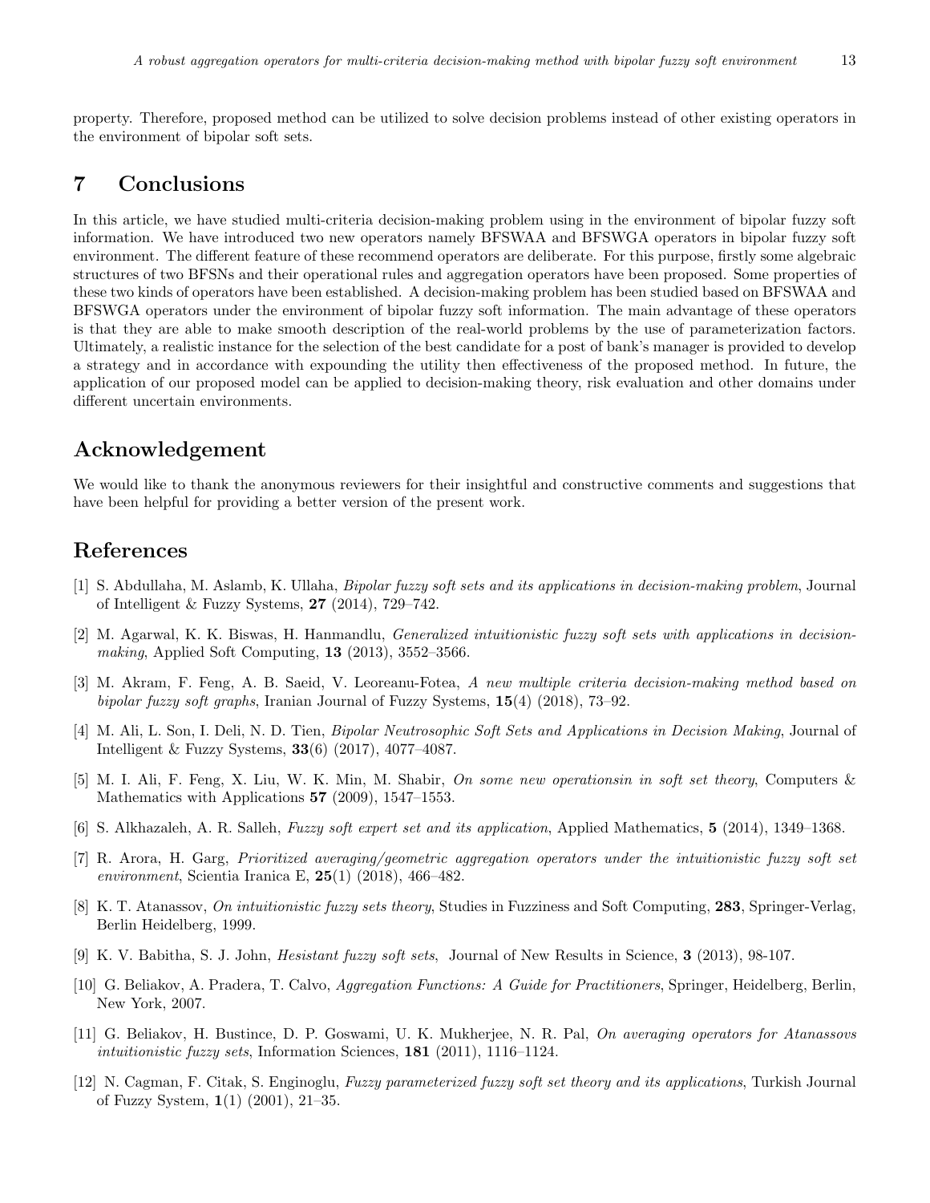property. Therefore, proposed method can be utilized to solve decision problems instead of other existing operators in the environment of bipolar soft sets.

## 7 Conclusions

In this article, we have studied multi-criteria decision-making problem using in the environment of bipolar fuzzy soft information. We have introduced two new operators namely BFSWAA and BFSWGA operators in bipolar fuzzy soft environment. The different feature of these recommend operators are deliberate. For this purpose, firstly some algebraic structures of two BFSNs and their operational rules and aggregation operators have been proposed. Some properties of these two kinds of operators have been established. A decision-making problem has been studied based on BFSWAA and BFSWGA operators under the environment of bipolar fuzzy soft information. The main advantage of these operators is that they are able to make smooth description of the real-world problems by the use of parameterization factors. Ultimately, a realistic instance for the selection of the best candidate for a post of bank's manager is provided to develop a strategy and in accordance with expounding the utility then effectiveness of the proposed method. In future, the application of our proposed model can be applied to decision-making theory, risk evaluation and other domains under different uncertain environments.

## Acknowledgement

We would like to thank the anonymous reviewers for their insightful and constructive comments and suggestions that have been helpful for providing a better version of the present work.

## References

[1] S. Abdullaha, M. Aslamb, K. Ullaha, *Bipolar fuzzy soft sets and its applications in decision-making problem*, Journal of Intelligent & Fuzzy Systems, **27** (2014), 729–742.

[2] M. Agarwal, K. K. Biswas, H. Hanmandlu, *Generalized intuitionistic fuzzy soft sets with applications in decision-making*, Applied Soft Computing, **13** (2013), 3552–3566.

[3] M. Akram, F. Feng, A. B. Saeid, V. Leoreanu-Fotea, *A new multiple criteria decision-making method based on bipolar fuzzy soft graphs*, Iranian Journal of Fuzzy Systems, **15**(4) (2018), 73–92.

[4] M. Ali, L. Son, I. Deli, N. D. Tien, *Bipolar Neutrosophic Soft Sets and Applications in Decision Making*, Journal of Intelligent & Fuzzy Systems, **33**(6) (2017), 4077–4087.

[5] M. I. Ali, F. Feng, X. Liu, W. K. Min, M. Shabir, *On some new operationsin in soft set theory*, Computers & Mathematics with Applications **57** (2009), 1547–1553.

[6] S. Alkhazaleh, A. R. Salleh, *Fuzzy soft expert set and its application*, Applied Mathematics, **5** (2014), 1349–1368.

[7] R. Arora, H. Garg, *Prioritized averaging/geometric aggregation operators under the intuitionistic fuzzy soft set environment*, Scientia Iranica E, **25**(1) (2018), 466–482.

[8] K. T. Atanassov, *On intuitionistic fuzzy sets theory*, Studies in Fuzziness and Soft Computing, **283**, Springer-Verlag, Berlin Heidelberg, 1999.

[9] K. V. Babitha, S. J. John, *Hesistant fuzzy soft sets*, Journal of New Results in Science, **3** (2013), 98-107.

[10] G. Beliakov, A. Pradera, T. Calvo, *Aggregation Functions: A Guide for Practitioners*, Springer, Heidelberg, Berlin, New York, 2007.

[11] G. Beliakov, H. Bustince, D. P. Goswami, U. K. Mukherjee, N. R. Pal, *On averaging operators for Atanassovs intuitionistic fuzzy sets*, Information Sciences, **181** (2011), 1116–1124.

[12] N. Cagman, F. Citak, S. Enginoglu, *Fuzzy parameterized fuzzy soft set theory and its applications*, Turkish Journal of Fuzzy System, **1**(1) (2001), 21–35.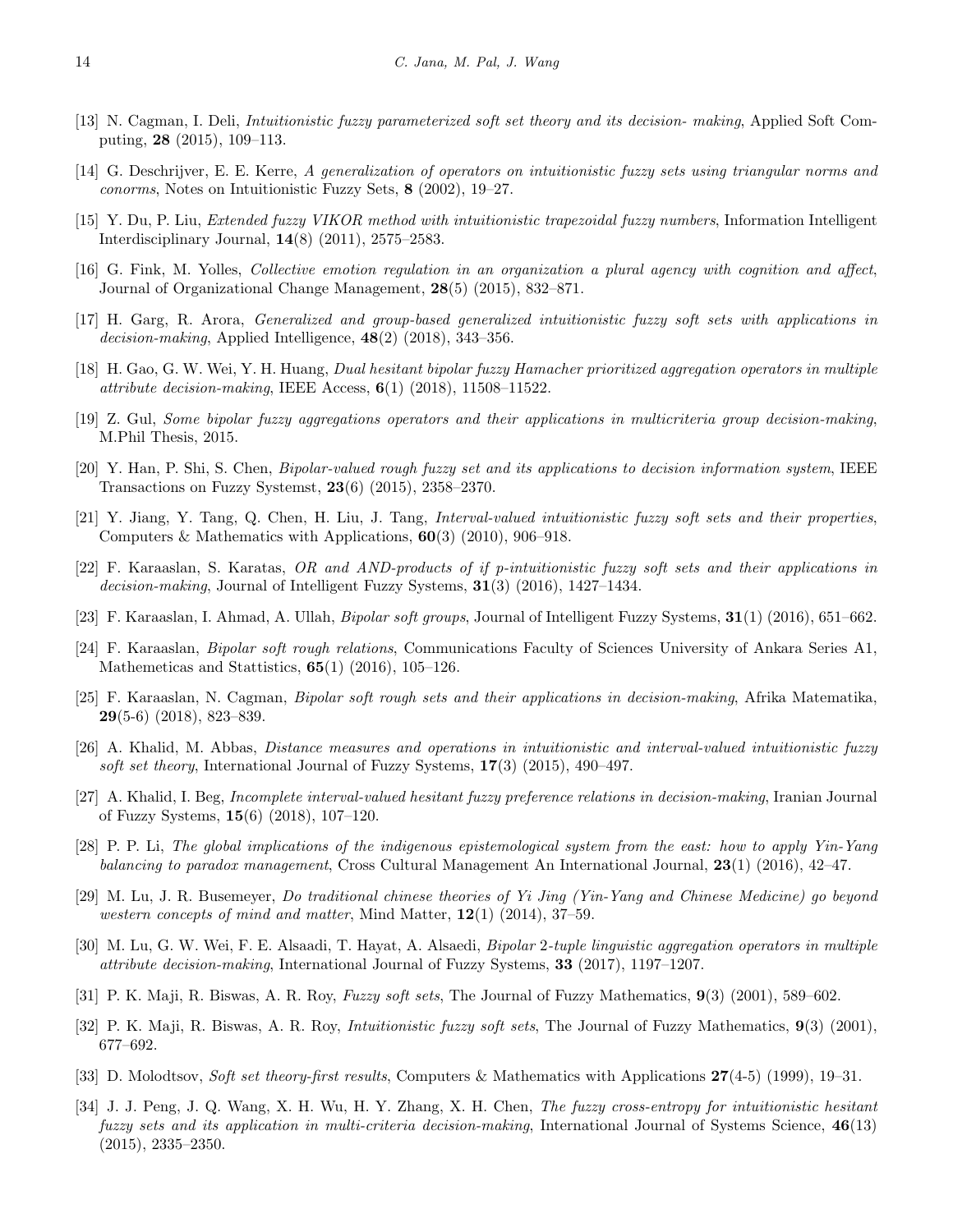[13] N. Cagman, I. Deli, *Intuitionistic fuzzy parameterized soft set theory and its decision- making*, Applied Soft Computing, **28** (2015), 109–113.

[14] G. Deschrijver, E. E. Kerre, *A generalization of operators on intuitionistic fuzzy sets using triangular norms and conorms*, Notes on Intuitionistic Fuzzy Sets, **8** (2002), 19–27.

[15] Y. Du, P. Liu, *Extended fuzzy VIKOR method with intuitionistic trapezoidal fuzzy numbers*, Information Intelligent Interdisciplinary Journal, **14**(8) (2011), 2575–2583.

[16] G. Fink, M. Yolles, *Collective emotion regulation in an organization a plural agency with cognition and affect*, Journal of Organizational Change Management, **28**(5) (2015), 832–871.

[17] H. Garg, R. Arora, *Generalized and group-based generalized intuitionistic fuzzy soft sets with applications in decision-making*, Applied Intelligence, **48**(2) (2018), 343–356.

[18] H. Gao, G. W. Wei, Y. H. Huang, *Dual hesitant bipolar fuzzy Hamacher prioritized aggregation operators in multiple attribute decision-making*, IEEE Access, **6**(1) (2018), 11508–11522.

[19] Z. Gul, *Some bipolar fuzzy aggregations operators and their applications in multicriteria group decision-making*, M.Phil Thesis, 2015.

[20] Y. Han, P. Shi, S. Chen, *Bipolar-valued rough fuzzy set and its applications to decision information system*, IEEE Transactions on Fuzzy Systemst, **23**(6) (2015), 2358–2370.

[21] Y. Jiang, Y. Tang, Q. Chen, H. Liu, J. Tang, *Interval-valued intuitionistic fuzzy soft sets and their properties*, Computers & Mathematics with Applications, **60**(3) (2010), 906–918.

[22] F. Karaaslan, S. Karatas, *OR and AND-products of if p-intuitionistic fuzzy soft sets and their applications in decision-making*, Journal of Intelligent Fuzzy Systems, **31**(3) (2016), 1427–1434.

[23] F. Karaaslan, I. Ahmad, A. Ullah, *Bipolar soft groups*, Journal of Intelligent Fuzzy Systems, **31**(1) (2016), 651–662.

[24] F. Karaaslan, *Bipolar soft rough relations*, Communications Faculty of Sciences University of Ankara Series A1, Mathemeticas and Stattistics, **65**(1) (2016), 105–126.

[25] F. Karaaslan, N. Cagman, *Bipolar soft rough sets and their applications in decision-making*, Afrika Matematika, **29**(5-6) (2018), 823–839.

[26] A. Khalid, M. Abbas, *Distance measures and operations in intuitionistic and interval-valued intuitionistic fuzzy soft set theory*, International Journal of Fuzzy Systems, **17**(3) (2015), 490–497.

[27] A. Khalid, I. Beg, *Incomplete interval-valued hesitant fuzzy preference relations in decision-making*, Iranian Journal of Fuzzy Systems, **15**(6) (2018), 107–120.

[28] P. P. Li, *The global implications of the indigenous epistemological system from the east: how to apply Yin-Yang balancing to paradox management*, Cross Cultural Management An International Journal, **23**(1) (2016), 42–47.

[29] M. Lu, J. R. Busemeyer, *Do traditional chinese theories of Yi Jing (Yin-Yang and Chinese Medicine) go beyond western concepts of mind and matter*, Mind Matter, **12**(1) (2014), 37–59.

[30] M. Lu, G. W. Wei, F. E. Alsaadi, T. Hayat, A. Alsaedi, *Bipolar 2-tuple linguistic aggregation operators in multiple attribute decision-making*, International Journal of Fuzzy Systems, **33** (2017), 1197–1207.

[31] P. K. Maji, R. Biswas, A. R. Roy, *Fuzzy soft sets*, The Journal of Fuzzy Mathematics, **9**(3) (2001), 589–602.

[32] P. K. Maji, R. Biswas, A. R. Roy, *Intuitionistic fuzzy soft sets*, The Journal of Fuzzy Mathematics, **9**(3) (2001), 677–692.

[33] D. Molodtsov, *Soft set theory-first results*, Computers & Mathematics with Applications **27**(4-5) (1999), 19–31.

[34] J. J. Peng, J. Q. Wang, X. H. Wu, H. Y. Zhang, X. H. Chen, *The fuzzy cross-entropy for intuitionistic hesitant fuzzy sets and its application in multi-criteria decision-making*, International Journal of Systems Science, **46**(13) (2015), 2335–2350.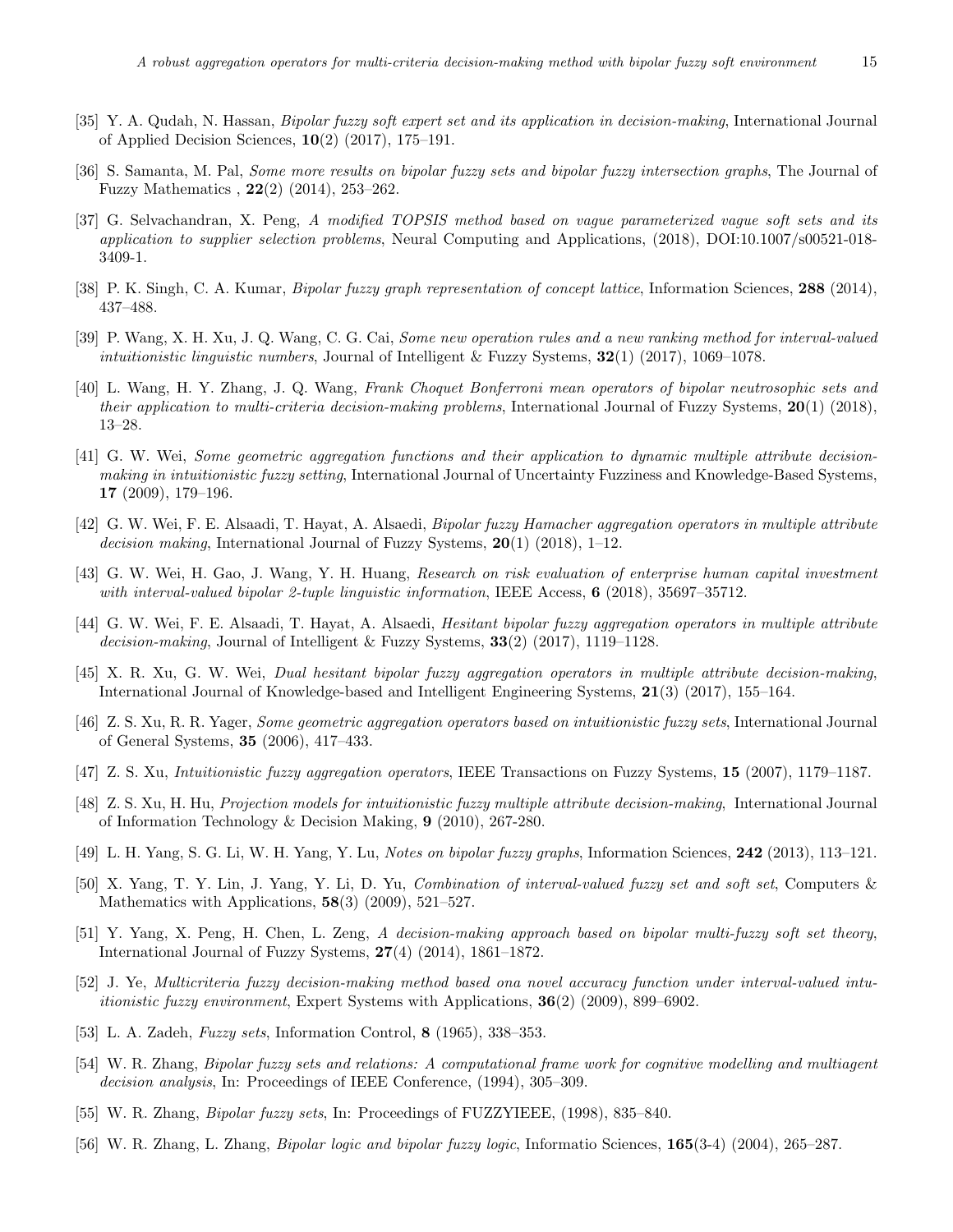[35] Y. A. Qudah, N. Hassan, *Bipolar fuzzy soft expert set and its application in decision-making*, International Journal of Applied Decision Sciences, **10**(2) (2017), 175–191.

[36] S. Samanta, M. Pal, *Some more results on bipolar fuzzy sets and bipolar fuzzy intersection graphs*, The Journal of Fuzzy Mathematics , **22**(2) (2014), 253–262.

[37] G. Selvachandran, X. Peng, *A modified TOPSIS method based on vague parameterized vague soft sets and its application to supplier selection problems*, Neural Computing and Applications, (2018), DOI:10.1007/s00521-018-3409-1.

[38] P. K. Singh, C. A. Kumar, *Bipolar fuzzy graph representation of concept lattice*, Information Sciences, **288** (2014), 437–488.

[39] P. Wang, X. H. Xu, J. Q. Wang, C. G. Cai, *Some new operation rules and a new ranking method for interval-valued intuitionistic linguistic numbers*, Journal of Intelligent & Fuzzy Systems, **32**(1) (2017), 1069–1078.

[40] L. Wang, H. Y. Zhang, J. Q. Wang, *Frank Choquet Bonferroni mean operators of bipolar neutrosophic sets and their application to multi-criteria decision-making problems*, International Journal of Fuzzy Systems, **20**(1) (2018), 13–28.

[41] G. W. Wei, *Some geometric aggregation functions and their application to dynamic multiple attribute decision-making in intuitionistic fuzzy setting*, International Journal of Uncertainty Fuzziness and Knowledge-Based Systems, **17** (2009), 179–196.

[42] G. W. Wei, F. E. Alsaadi, T. Hayat, A. Alsaedi, *Bipolar fuzzy Hamacher aggregation operators in multiple attribute decision making*, International Journal of Fuzzy Systems, **20**(1) (2018), 1–12.

[43] G. W. Wei, H. Gao, J. Wang, Y. H. Huang, *Research on risk evaluation of enterprise human capital investment with interval-valued bipolar 2-tuple linguistic information*, IEEE Access, **6** (2018), 35697–35712.

[44] G. W. Wei, F. E. Alsaadi, T. Hayat, A. Alsaedi, *Hesitant bipolar fuzzy aggregation operators in multiple attribute decision-making*, Journal of Intelligent & Fuzzy Systems, **33**(2) (2017), 1119–1128.

[45] X. R. Xu, G. W. Wei, *Dual hesitant bipolar fuzzy aggregation operators in multiple attribute decision-making*, International Journal of Knowledge-based and Intelligent Engineering Systems, **21**(3) (2017), 155–164.

[46] Z. S. Xu, R. R. Yager, *Some geometric aggregation operators based on intuitionistic fuzzy sets*, International Journal of General Systems, **35** (2006), 417–433.

[47] Z. S. Xu, *Intuitionistic fuzzy aggregation operators*, IEEE Transactions on Fuzzy Systems, **15** (2007), 1179–1187.

[48] Z. S. Xu, H. Hu, *Projection models for intuitionistic fuzzy multiple attribute decision-making*, International Journal of Information Technology & Decision Making, **9** (2010), 267-280.

[49] L. H. Yang, S. G. Li, W. H. Yang, Y. Lu, *Notes on bipolar fuzzy graphs*, Information Sciences, **242** (2013), 113–121.

[50] X. Yang, T. Y. Lin, J. Yang, Y. Li, D. Yu, *Combination of interval-valued fuzzy set and soft set*, Computers & Mathematics with Applications, **58**(3) (2009), 521–527.

[51] Y. Yang, X. Peng, H. Chen, L. Zeng, *A decision-making approach based on bipolar multi-fuzzy soft set theory*, International Journal of Fuzzy Systems, **27**(4) (2014), 1861–1872.

[52] J. Ye, *Multicriteria fuzzy decision-making method based ona novel accuracy function under interval-valued intuitionistic fuzzy environment*, Expert Systems with Applications, **36**(2) (2009), 899–6902.

[53] L. A. Zadeh, *Fuzzy sets*, Information Control, **8** (1965), 338–353.

[54] W. R. Zhang, *Bipolar fuzzy sets and relations: A computational frame work for cognitive modelling and multiagent decision analysis*, In: Proceedings of IEEE Conference, (1994), 305–309.

[55] W. R. Zhang, *Bipolar fuzzy sets*, In: Proceedings of FUZZYIEEE, (1998), 835–840.

[56] W. R. Zhang, L. Zhang, *Bipolar logic and bipolar fuzzy logic*, Informatio Sciences, **165**(3-4) (2004), 265–287.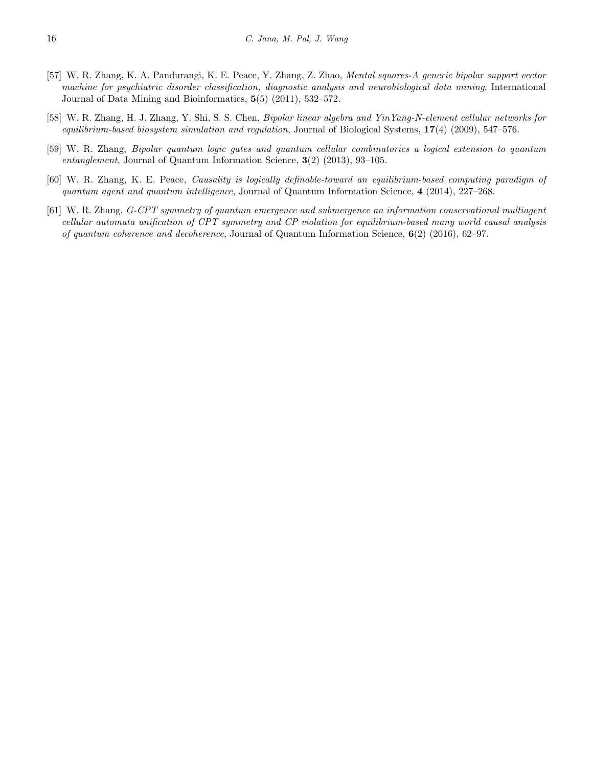[57] W. R. Zhang, K. A. Pandurangi, K. E. Peace, Y. Zhang, Z. Zhao, *Mental squares-A generic bipolar support vector machine for psychiatric disorder classification, diagnostic analysis and neurobiological data mining*, International Journal of Data Mining and Bioinformatics, **5**(5) (2011), 532–572.

[58] W. R. Zhang, H. J. Zhang, Y. Shi, S. S. Chen, *Bipolar linear algebra and YinYang-N-element cellular networks for equilibrium-based biosystem simulation and regulation*, Journal of Biological Systems, **17**(4) (2009), 547–576.

[59] W. R. Zhang, *Bipolar quantum logic gates and quantum cellular combinatorics a logical extension to quantum entanglement*, Journal of Quantum Information Science, **3**(2) (2013), 93–105.

[60] W. R. Zhang, K. E. Peace, *Causality is logically definable-toward an equilibrium-based computing paradigm of quantum agent and quantum intelligence*, Journal of Quantum Information Science, **4** (2014), 227–268.

[61] W. R. Zhang, *G-CPT symmetry of quantum emergence and submergence an information conservational multiagent cellular automata unification of CPT symmetry and CP violation for equilibrium-based many world causal analysis of quantum coherence and decoherence*, Journal of Quantum Information Science, **6**(2) (2016), 62–97.